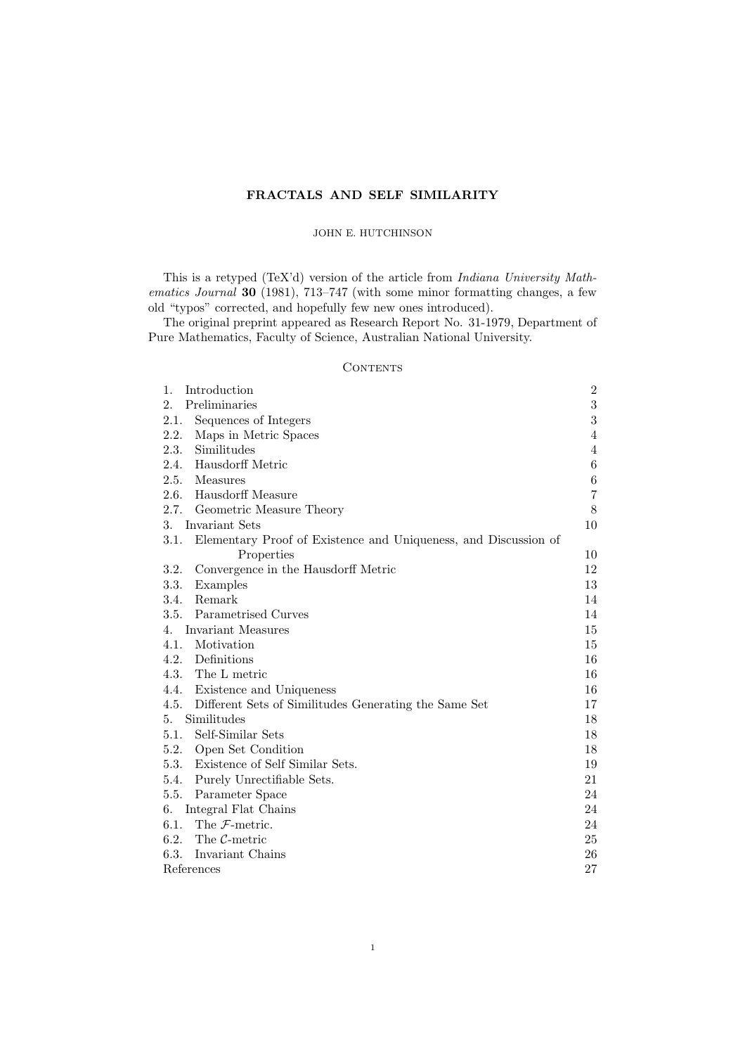# FRACTALS AND SELF SIMILARITY

JOHN E. HUTCHINSON

This is a retyped (TeX'd) version of the article from *Indiana University Mathematics Journal* **30** (1981), 713–747 (with some minor formatting changes, a few old "typos" corrected, and hopefully few new ones introduced).

The original preprint appeared as Research Report No. 31-1979, Department of Pure Mathematics, Faculty of Science, Australian National University.

## Contents

| | |
|---|---|
| 1. Introduction | 2 |
| 2. Preliminaries | 3 |
| 2.1. Sequences of Integers | 3 |
| 2.2. Maps in Metric Spaces | 4 |
| 2.3. Similitudes | 4 |
| 2.4. Hausdorff Metric | 6 |
| 2.5. Measures | 6 |
| 2.6. Hausdorff Measure | 7 |
| 2.7. Geometric Measure Theory | 8 |
| 3. Invariant Sets | 10 |
| 3.1. Elementary Proof of Existence and Uniqueness, and Discussion of Properties | 10 |
| 3.2. Convergence in the Hausdorff Metric | 12 |
| 3.3. Examples | 13 |
| 3.4. Remark | 14 |
| 3.5. Parametrised Curves | 14 |
| 4. Invariant Measures | 15 |
| 4.1. Motivation | 15 |
| 4.2. Definitions | 16 |
| 4.3. The L metric | 16 |
| 4.4. Existence and Uniqueness | 16 |
| 4.5. Different Sets of Similitudes Generating the Same Set | 17 |
| 5. Similitudes | 18 |
| 5.1. Self-Similar Sets | 18 |
| 5.2. Open Set Condition | 18 |
| 5.3. Existence of Self Similar Sets. | 19 |
| 5.4. Purely Unrectifiable Sets. | 21 |
| 5.5. Parameter Space | 24 |
| 6. Integral Flat Chains | 24 |
| 6.1. The $\mathcal{F}$-metric. | 24 |
| 6.2. The $\mathcal{C}$-metric | 25 |
| 6.3. Invariant Chains | 26 |
| References | 27 |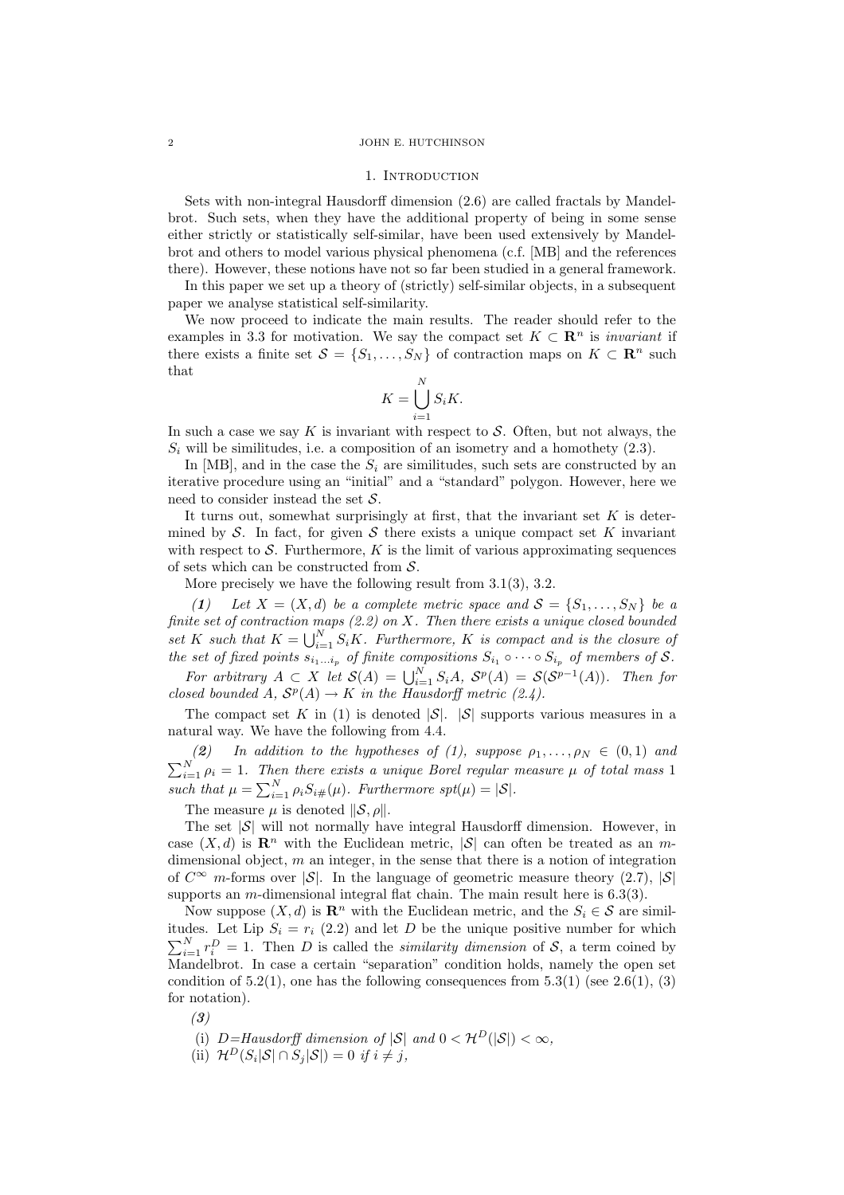## 1. Introduction

Sets with non-integral Hausdorff dimension (2.6) are called fractals by Mandelbrot. Such sets, when they have the additional property of being in some sense either strictly or statistically self-similar, have been used extensively by Mandelbrot and others to model various physical phenomena (c.f. [MB] and the references there). However, these notions have not so far been studied in a general framework.

In this paper we set up a theory of (strictly) self-similar objects, in a subsequent paper we analyse statistical self-similarity.

We now proceed to indicate the main results. The reader should refer to the examples in 3.3 for motivation. We say the compact set $K \subset \mathbf{R}^n$ is *invariant* if there exists a finite set $\mathcal{S} = \{S_1, \ldots, S_N\}$ of contraction maps on $K \subset \mathbf{R}^n$ such that

$$K = \bigcup_{i=1}^{N} S_i K.$$

In such a case we say $K$ is invariant with respect to $\mathcal{S}$. Often, but not always, the $S_i$ will be similitudes, i.e. a composition of an isometry and a homothety (2.3).

In [MB], and in the case the $S_i$ are similitudes, such sets are constructed by an iterative procedure using an "initial" and a "standard" polygon. However, here we need to consider instead the set $\mathcal{S}$.

It turns out, somewhat surprisingly at first, that the invariant set $K$ is determined by $\mathcal{S}$. In fact, for given $\mathcal{S}$ there exists a unique compact set $K$ invariant with respect to $\mathcal{S}$. Furthermore, $K$ is the limit of various approximating sequences of sets which can be constructed from $\mathcal{S}$.

More precisely we have the following result from 3.1(3), 3.2.

***(1)*** *Let $X = (X, d)$ be a complete metric space and $\mathcal{S} = \{S_1, \ldots, S_N\}$ be a finite set of contraction maps (2.2) on $X$. Then there exists a unique closed bounded set $K$ such that $K = \bigcup_{i=1}^{N} S_i K$. Furthermore, $K$ is compact and is the closure of the set of fixed points $s_{i_1 \ldots i_p}$ of finite compositions $S_{i_1} \circ \cdots \circ S_{i_p}$ of members of $\mathcal{S}$.*

*For arbitrary $A \subset X$ let $\mathcal{S}(A) = \bigcup_{i=1}^{N} S_i A$, $\mathcal{S}^p(A) = \mathcal{S}(\mathcal{S}^{p-1}(A))$. Then for closed bounded $A$, $\mathcal{S}^p(A) \to K$ in the Hausdorff metric (2.4).*

The compact set $K$ in (1) is denoted $|\mathcal{S}|$. $|\mathcal{S}|$ supports various measures in a natural way. We have the following from 4.4.

***(2)*** *In addition to the hypotheses of (1), suppose $\rho_1, \ldots, \rho_N \in (0, 1)$ and $\sum_{i=1}^{N} \rho_i = 1$. Then there exists a unique Borel regular measure $\mu$ of total mass 1 such that $\mu = \sum_{i=1}^{N} \rho_i S_{i\#}(\mu)$. Furthermore $spt(\mu) = |\mathcal{S}|$.*

The measure $\mu$ is denoted $\|\mathcal{S}, \rho\|$.

The set $|\mathcal{S}|$ will not normally have integral Hausdorff dimension. However, in case $(X, d)$ is $\mathbf{R}^n$ with the Euclidean metric, $|\mathcal{S}|$ can often be treated as an $m$-dimensional object, $m$ an integer, in the sense that there is a notion of integration of $C^\infty$ $m$-forms over $|\mathcal{S}|$. In the language of geometric measure theory (2.7), $|\mathcal{S}|$ supports an $m$-dimensional integral flat chain. The main result here is 6.3(3).

Now suppose $(X, d)$ is $\mathbf{R}^n$ with the Euclidean metric, and the $S_i \in \mathcal{S}$ are similitudes. Let Lip $S_i = r_i$ (2.2) and let $D$ be the unique positive number for which $\sum_{i=1}^{N} r_i^D = 1$. Then $D$ is called the *similarity dimension* of $\mathcal{S}$, a term coined by Mandelbrot. In case a certain "separation" condition holds, namely the open set condition of 5.2(1), one has the following consequences from 5.3(1) (see 2.6(1), (3) for notation).

***(3)***

(i) *$D$=Hausdorff dimension of $|\mathcal{S}|$ and $0 < \mathcal{H}^D(|\mathcal{S}|) < \infty$,*

(ii) *$\mathcal{H}^D(S_i|\mathcal{S}| \cap S_j|\mathcal{S}|) = 0$ if $i \neq j$,*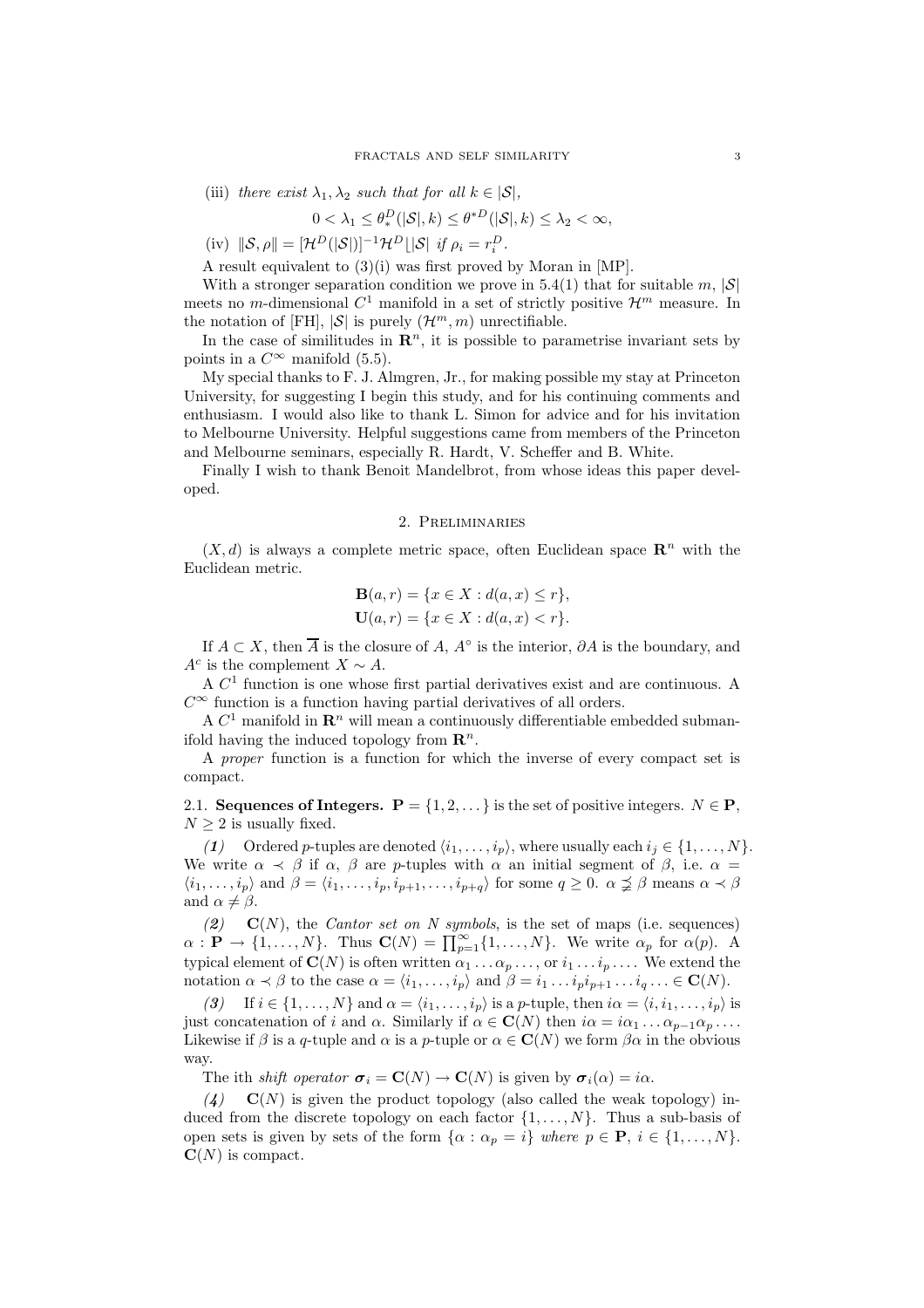(iii) *there exist* $\lambda_1, \lambda_2$ *such that for all* $k \in |\mathcal{S}|$,

$$0 < \lambda_1 \le \theta^D_*(|\mathcal{S}|, k) \le \theta^{*D}(|\mathcal{S}|, k) \le \lambda_2 < \infty,$$

(iv) $\|\mathcal{S}, \rho\| = [\mathcal{H}^D(|\mathcal{S}|)]^{-1}\mathcal{H}^D \lfloor |\mathcal{S}|$ *if* $\rho_i = r_i^D$.

A result equivalent to (3)(i) was first proved by Moran in [MP].

With a stronger separation condition we prove in 5.4(1) that for suitable $m$, $|\mathcal{S}|$ meets no $m$-dimensional $C^1$ manifold in a set of strictly positive $\mathcal{H}^m$ measure. In the notation of [FH], $|\mathcal{S}|$ is purely $(\mathcal{H}^m, m)$ unrectifiable.

In the case of similitudes in $\mathbf{R}^n$, it is possible to parametrise invariant sets by points in a $C^\infty$ manifold (5.5).

My special thanks to F. J. Almgren, Jr., for making possible my stay at Princeton University, for suggesting I begin this study, and for his continuing comments and enthusiasm. I would also like to thank L. Simon for advice and for his invitation to Melbourne University. Helpful suggestions came from members of the Princeton and Melbourne seminars, especially R. Hardt, V. Scheffer and B. White.

Finally I wish to thank Benoit Mandelbrot, from whose ideas this paper developed.

## 2. Preliminaries

$(X, d)$ is always a complete metric space, often Euclidean space $\mathbf{R}^n$ with the Euclidean metric.

$$\mathbf{B}(a, r) = \{x \in X : d(a, x) \le r\},$$
$$\mathbf{U}(a, r) = \{x \in X : d(a, x) < r\}.$$

If $A \subset X$, then $\overline{A}$ is the closure of $A$, $A^\circ$ is the interior, $\partial A$ is the boundary, and $A^c$ is the complement $X \sim A$.

A $C^1$ function is one whose first partial derivatives exist and are continuous. A $C^\infty$ function is a function having partial derivatives of all orders.

A $C^1$ manifold in $\mathbf{R}^n$ will mean a continuously differentiable embedded submanifold having the induced topology from $\mathbf{R}^n$.

A *proper* function is a function for which the inverse of every compact set is compact.

2.1. **Sequences of Integers.** $\mathbf{P} = \{1, 2, \dots\}$ is the set of positive integers. $N \in \mathbf{P}$, $N \ge 2$ is usually fixed.

***(1)*** Ordered $p$-tuples are denoted $\langle i_1, \dots, i_p \rangle$, where usually each $i_j \in \{1, \dots, N\}$. We write $\alpha \prec \beta$ if $\alpha$, $\beta$ are $p$-tuples with $\alpha$ an initial segment of $\beta$, i.e. $\alpha = \langle i_1, \dots, i_p \rangle$ and $\beta = \langle i_1, \dots, i_p, i_{p+1}, \dots, i_{p+q} \rangle$ for some $q \ge 0$. $\alpha \precneqq \beta$ means $\alpha \prec \beta$ and $\alpha \ne \beta$.

***(2)*** $\mathbf{C}(N)$, the *Cantor set on N symbols*, is the set of maps (i.e. sequences) $\alpha : \mathbf{P} \to \{1, \dots, N\}$. Thus $\mathbf{C}(N) = \prod_{p=1}^\infty \{1, \dots, N\}$. We write $\alpha_p$ for $\alpha(p)$. A typical element of $\mathbf{C}(N)$ is often written $\alpha_1 \dots \alpha_p \dots$, or $i_1 \dots i_p \dots$. We extend the notation $\alpha \prec \beta$ to the case $\alpha = \langle i_1, \dots, i_p \rangle$ and $\beta = i_1 \dots i_p i_{p+1} \dots i_q \dots \in \mathbf{C}(N)$.

***(3)*** If $i \in \{1, \dots, N\}$ and $\alpha = \langle i_1, \dots, i_p \rangle$ is a $p$-tuple, then $i\alpha = \langle i, i_1, \dots, i_p \rangle$ is just concatenation of $i$ and $\alpha$. Similarly if $\alpha \in \mathbf{C}(N)$ then $i\alpha = i\alpha_1 \dots \alpha_{p-1}\alpha_p \dots$. Likewise if $\beta$ is a $q$-tuple and $\alpha$ is a $p$-tuple or $\alpha \in \mathbf{C}(N)$ we form $\beta\alpha$ in the obvious way.

The ith *shift operator* $\boldsymbol{\sigma}_i = \mathbf{C}(N) \to \mathbf{C}(N)$ is given by $\boldsymbol{\sigma}_i(\alpha) = i\alpha$.

***(4)*** $\mathbf{C}(N)$ is given the product topology (also called the weak topology) induced from the discrete topology on each factor $\{1, \dots, N\}$. Thus a sub-basis of open sets is given by sets of the form $\{\alpha : \alpha_p = i\}$ *where* $p \in \mathbf{P}$, $i \in \{1, \dots, N\}$. $\mathbf{C}(N)$ is compact.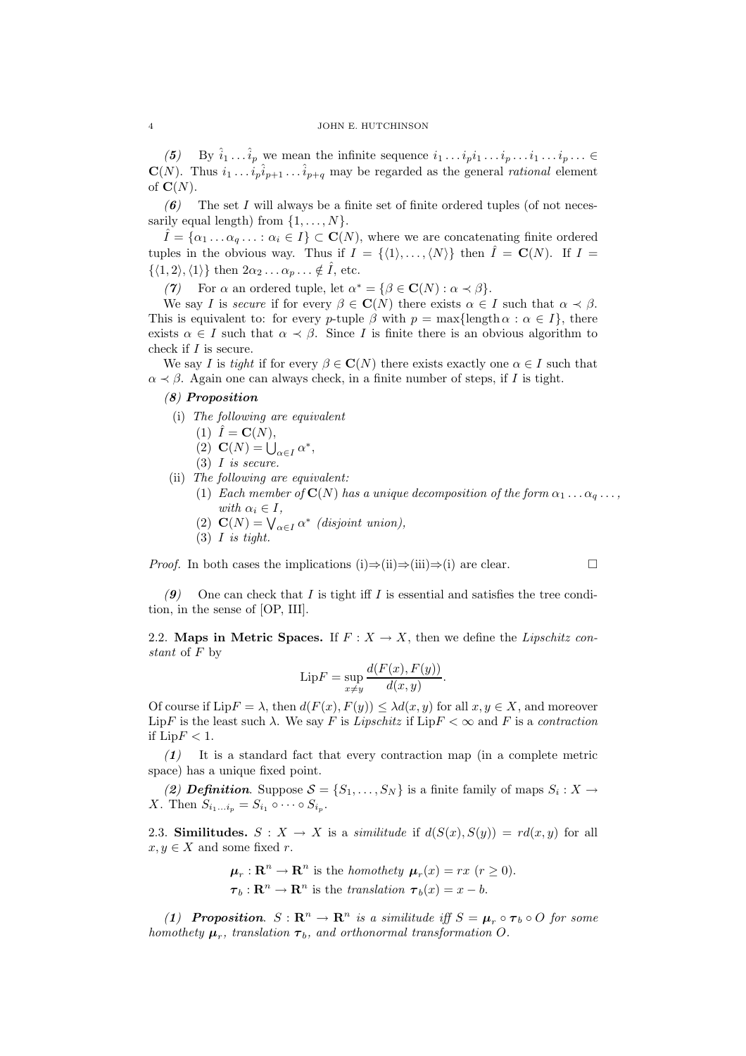***(5)*** By $\hat{i}_1 \dots \hat{i}_p$ we mean the infinite sequence $i_1 \dots i_p i_1 \dots i_p \dots i_1 \dots i_p \dots \in \mathbf{C}(N)$. Thus $i_1 \dots i_p \hat{i}_{p+1} \dots \hat{i}_{p+q}$ may be regarded as the general *rational* element of $\mathbf{C}(N)$.

***(6)*** The set $I$ will always be a finite set of finite ordered tuples (of not necessarily equal length) from $\{1, \dots, N\}$.

$\hat{I} = \{\alpha_1 \dots \alpha_q \dots : \alpha_i \in I\} \subset \mathbf{C}(N)$, where we are concatenating finite ordered tuples in the obvious way. Thus if $I = \{\langle 1 \rangle, \dots, \langle N \rangle\}$ then $\hat{I} = \mathbf{C}(N)$. If $I = \{\langle 1, 2 \rangle, \langle 1 \rangle\}$ then $2\alpha_2 \dots \alpha_p \dots \notin \hat{I}$, etc.

***(7)*** For $\alpha$ an ordered tuple, let $\alpha^* = \{\beta \in \mathbf{C}(N) : \alpha \prec \beta\}$.

We say $I$ is *secure* if for every $\beta \in \mathbf{C}(N)$ there exists $\alpha \in I$ such that $\alpha \prec \beta$. This is equivalent to: for every $p$-tuple $\beta$ with $p = \max\{\text{length}\,\alpha : \alpha \in I\}$, there exists $\alpha \in I$ such that $\alpha \prec \beta$. Since $I$ is finite there is an obvious algorithm to check if $I$ is secure.

We say $I$ is *tight* if for every $\beta \in \mathbf{C}(N)$ there exists exactly one $\alpha \in I$ such that $\alpha \prec \beta$. Again one can always check, in a finite number of steps, if $I$ is tight.

***(8) Proposition***

(i) *The following are equivalent*
   1. $\hat{I} = \mathbf{C}(N)$,
   2. $\mathbf{C}(N) = \bigcup_{\alpha \in I} \alpha^*$,
   3. *$I$ is secure.*

(ii) *The following are equivalent:*
   1. *Each member of $\mathbf{C}(N)$ has a unique decomposition of the form $\alpha_1 \dots \alpha_q \dots$, with $\alpha_i \in I$,*
   2. $\mathbf{C}(N) = \bigvee_{\alpha \in I} \alpha^*$ *(disjoint union),*
   3. *$I$ is tight.*

*Proof.* In both cases the implications (i)⇒(ii)⇒(iii)⇒(i) are clear. □

***(9)*** One can check that $I$ is tight iff $I$ is essential and satisfies the tree condition, in the sense of [OP, III].

2.2. **Maps in Metric Spaces.** If $F : X \to X$, then we define the *Lipschitz constant* of $F$ by

$$\text{Lip}F = \sup_{x \neq y} \frac{d(F(x), F(y))}{d(x, y)}.$$

Of course if $\text{Lip}F = \lambda$, then $d(F(x), F(y)) \leq \lambda d(x, y)$ for all $x, y \in X$, and moreover $\text{Lip}F$ is the least such $\lambda$. We say $F$ is *Lipschitz* if $\text{Lip}F < \infty$ and $F$ is a *contraction* if $\text{Lip}F < 1$.

***(1)*** It is a standard fact that every contraction map (in a complete metric space) has a unique fixed point.

***(2) Definition***. Suppose $\mathcal{S} = \{S_1, \dots, S_N\}$ is a finite family of maps $S_i : X \to X$. Then $S_{i_1 \dots i_p} = S_{i_1} \circ \dots \circ S_{i_p}$.

2.3. **Similitudes.** $S : X \to X$ is a *similitude* if $d(S(x), S(y)) = r d(x, y)$ for all $x, y \in X$ and some fixed $r$.

$\boldsymbol{\mu}_r : \mathbf{R}^n \to \mathbf{R}^n$ is the *homothety* $\boldsymbol{\mu}_r(x) = rx$ $(r \geq 0)$.

$\boldsymbol{\tau}_b : \mathbf{R}^n \to \mathbf{R}^n$ is the *translation* $\boldsymbol{\tau}_b(x) = x - b$.

***(1) Proposition***. *$S : \mathbf{R}^n \to \mathbf{R}^n$ is a similitude iff $S = \boldsymbol{\mu}_r \circ \boldsymbol{\tau}_b \circ O$ for some homothety $\boldsymbol{\mu}_r$, translation $\boldsymbol{\tau}_b$, and orthonormal transformation $O$.*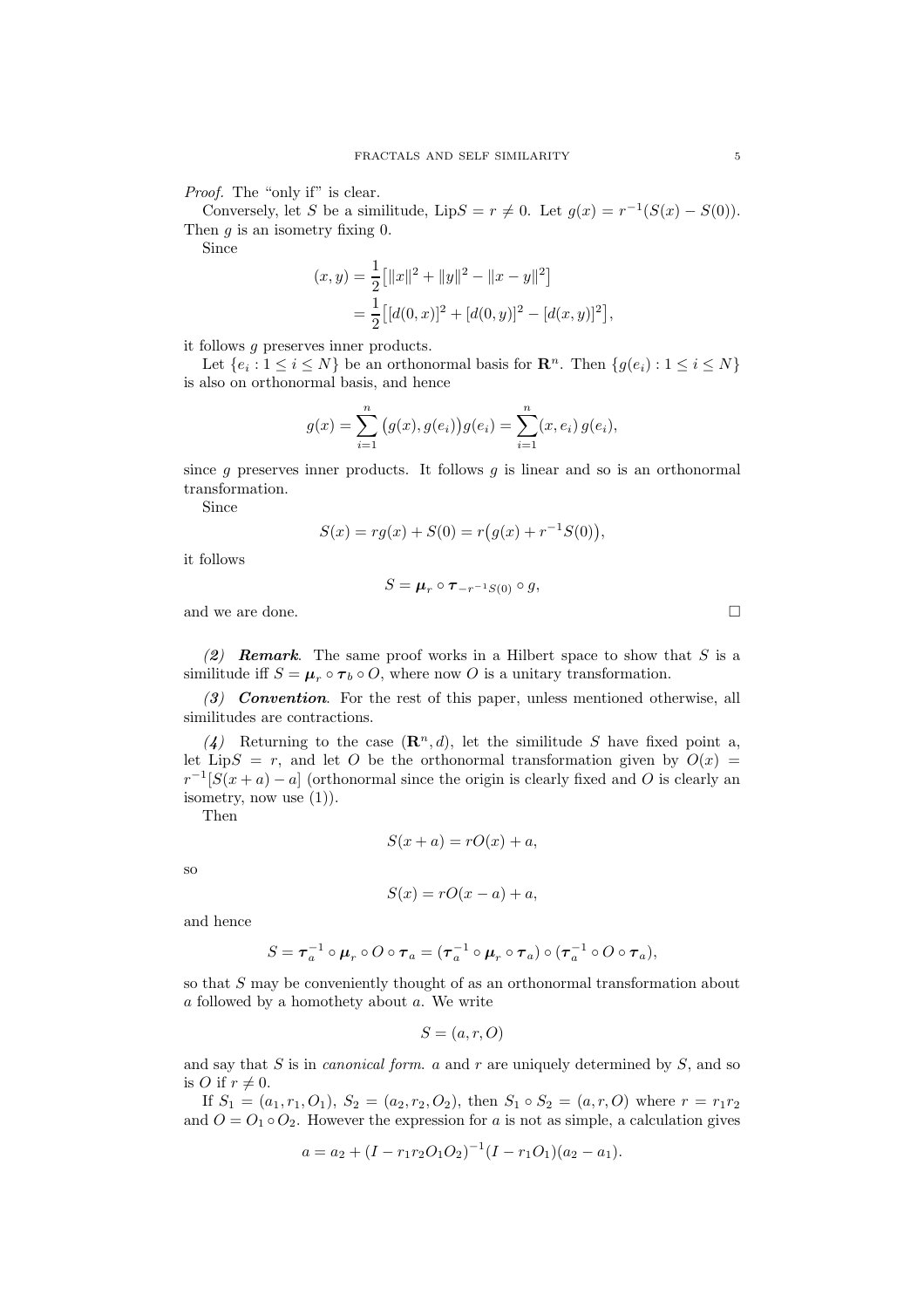*Proof.* The "only if" is clear.

Conversely, let $S$ be a similitude, $\text{Lip}S = r \neq 0$. Let $g(x) = r^{-1}(S(x) - S(0))$. Then $g$ is an isometry fixing 0.

Since

$$
\begin{aligned}
(x, y) &= \frac{1}{2}\big[\|x\|^2 + \|y\|^2 - \|x - y\|^2\big] \\
&= \frac{1}{2}\big[[d(0,x)]^2 + [d(0,y)]^2 - [d(x,y)]^2\big],
\end{aligned}
$$

it follows $g$ preserves inner products.

Let $\{e_i : 1 \leq i \leq N\}$ be an orthonormal basis for $\mathbf{R}^n$. Then $\{g(e_i) : 1 \leq i \leq N\}$ is also on orthonormal basis, and hence

$$
g(x) = \sum_{i=1}^{n} \big(g(x), g(e_i)\big) g(e_i) = \sum_{i=1}^{n} (x, e_i)\, g(e_i),
$$

since $g$ preserves inner products. It follows $g$ is linear and so is an orthonormal transformation.

Since

$$
S(x) = rg(x) + S(0) = r\big(g(x) + r^{-1}S(0)\big),
$$

it follows

$$
S = \boldsymbol{\mu}_r \circ \boldsymbol{\tau}_{-r^{-1}S(0)} \circ g,
$$

and we are done. $\square$

*(2)* ***Remark***. The same proof works in a Hilbert space to show that $S$ is a similitude iff $S = \boldsymbol{\mu}_r \circ \boldsymbol{\tau}_b \circ O$, where now $O$ is a unitary transformation.

*(3)* ***Convention***. For the rest of this paper, unless mentioned otherwise, all similitudes are contractions.

*(4)* Returning to the case $(\mathbf{R}^n, d)$, let the similitude $S$ have fixed point a, let $\text{Lip}S = r$, and let $O$ be the orthonormal transformation given by $O(x) = r^{-1}[S(x + a) - a]$ (orthonormal since the origin is clearly fixed and $O$ is clearly an isometry, now use (1)).

Then

$$
S(x + a) = rO(x) + a,
$$

so

$$
S(x) = rO(x - a) + a,
$$

and hence

$$
S = \boldsymbol{\tau}_a^{-1} \circ \boldsymbol{\mu}_r \circ O \circ \boldsymbol{\tau}_a = (\boldsymbol{\tau}_a^{-1} \circ \boldsymbol{\mu}_r \circ \boldsymbol{\tau}_a) \circ (\boldsymbol{\tau}_a^{-1} \circ O \circ \boldsymbol{\tau}_a),
$$

so that $S$ may be conveniently thought of as an orthonormal transformation about $a$ followed by a homothety about $a$. We write

$$
S = (a, r, O)
$$

and say that $S$ is in *canonical form.* $a$ and $r$ are uniquely determined by $S$, and so is $O$ if $r \neq 0$.

If $S_1 = (a_1, r_1, O_1)$, $S_2 = (a_2, r_2, O_2)$, then $S_1 \circ S_2 = (a, r, O)$ where $r = r_1 r_2$ and $O = O_1 \circ O_2$. However the expression for $a$ is not as simple, a calculation gives

$$
a = a_2 + (I - r_1 r_2 O_1 O_2)^{-1}(I - r_1 O_1)(a_2 - a_1).
$$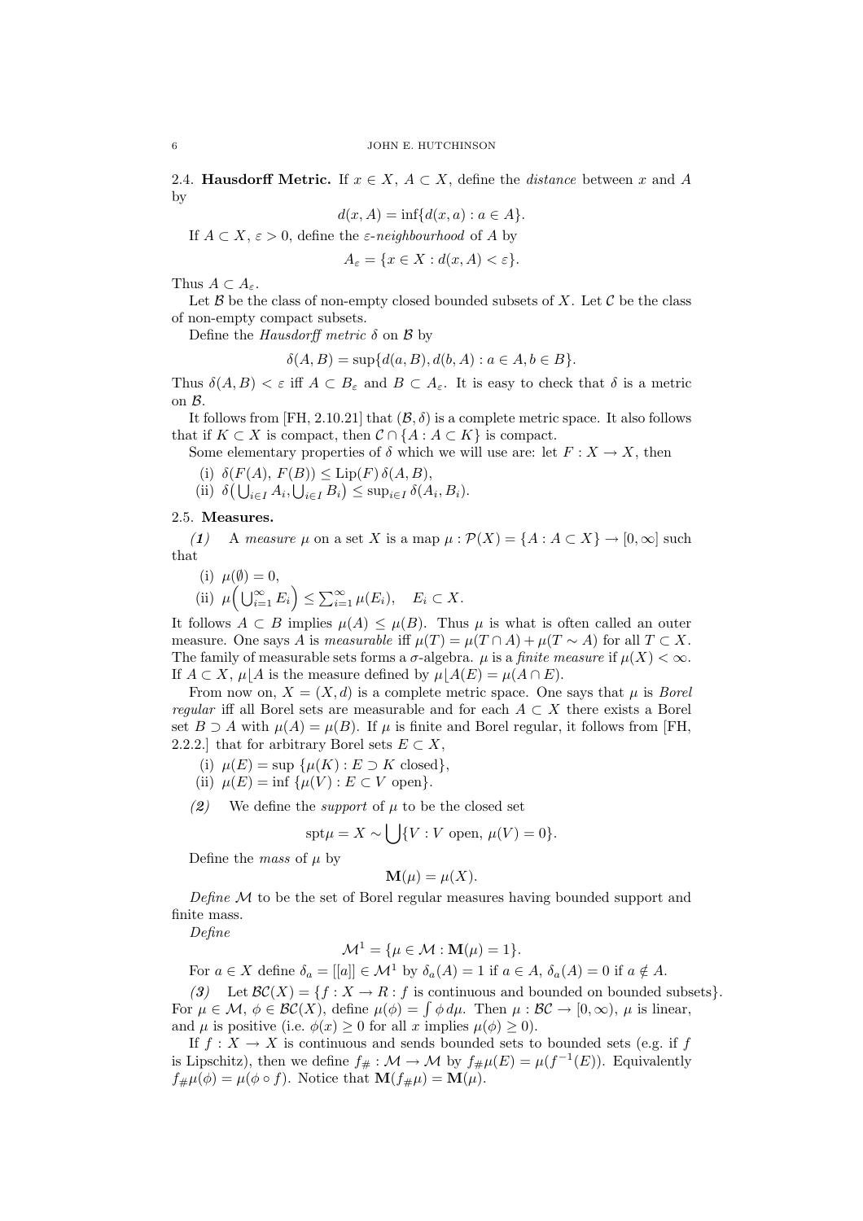2.4. **Hausdorff Metric.** If $x \in X$, $A \subset X$, define the *distance* between $x$ and $A$ by

$$d(x, A) = \inf\{d(x, a) : a \in A\}.$$

If $A \subset X$, $\varepsilon > 0$, define the *$\varepsilon$-neighbourhood* of $A$ by

$$A_\varepsilon = \{x \in X : d(x, A) < \varepsilon\}.$$

Thus $A \subset A_\varepsilon$.

Let $\mathcal{B}$ be the class of non-empty closed bounded subsets of $X$. Let $\mathcal{C}$ be the class of non-empty compact subsets.

Define the *Hausdorff metric* $\delta$ on $\mathcal{B}$ by

$$\delta(A, B) = \sup\{d(a, B), d(b, A) : a \in A, b \in B\}.$$

Thus $\delta(A, B) < \varepsilon$ iff $A \subset B_\varepsilon$ and $B \subset A_\varepsilon$. It is easy to check that $\delta$ is a metric on $\mathcal{B}$.

It follows from [FH, 2.10.21] that $(\mathcal{B}, \delta)$ is a complete metric space. It also follows that if $K \subset X$ is compact, then $\mathcal{C} \cap \{A : A \subset K\}$ is compact.

Some elementary properties of $\delta$ which we will use are: let $F : X \to X$, then

(i) $\delta(F(A), F(B)) \le \mathrm{Lip}(F)\, \delta(A, B)$,
(ii) $\delta\big(\bigcup_{i \in I} A_i, \bigcup_{i \in I} B_i\big) \le \sup_{i \in I} \delta(A_i, B_i)$.

2.5. **Measures.**

***(1)*** A *measure* $\mu$ on a set $X$ is a map $\mu : \mathcal{P}(X) = \{A : A \subset X\} \to [0, \infty]$ such that

(i) $\mu(\emptyset) = 0$,
(ii) $\mu\Big(\bigcup_{i=1}^\infty E_i\Big) \le \sum_{i=1}^\infty \mu(E_i), \quad E_i \subset X$.

It follows $A \subset B$ implies $\mu(A) \le \mu(B)$. Thus $\mu$ is what is often called an outer measure. One says $A$ is *measurable* iff $\mu(T) = \mu(T \cap A) + \mu(T \sim A)$ for all $T \subset X$. The family of measurable sets forms a $\sigma$-algebra. $\mu$ is a *finite measure* if $\mu(X) < \infty$. If $A \subset X$, $\mu\lfloor A$ is the measure defined by $\mu\lfloor A(E) = \mu(A \cap E)$.

From now on, $X = (X, d)$ is a complete metric space. One says that $\mu$ is *Borel regular* iff all Borel sets are measurable and for each $A \subset X$ there exists a Borel set $B \supset A$ with $\mu(A) = \mu(B)$. If $\mu$ is finite and Borel regular, it follows from [FH, 2.2.2.] that for arbitrary Borel sets $E \subset X$,

(i) $\mu(E) = \sup\{\mu(K) : E \supset K \text{ closed}\}$,
(ii) $\mu(E) = \inf\{\mu(V) : E \subset V \text{ open}\}$.

***(2)*** We define the *support* of $\mu$ to be the closed set

$$\mathrm{spt}\mu = X \sim \bigcup\{V : V \text{ open}, \mu(V) = 0\}.$$

Define the *mass* of $\mu$ by

$$\mathbf{M}(\mu) = \mu(X).$$

*Define* $\mathcal{M}$ to be the set of Borel regular measures having bounded support and finite mass.

*Define*

$$\mathcal{M}^1 = \{\mu \in \mathcal{M} : \mathbf{M}(\mu) = 1\}.$$

For $a \in X$ define $\delta_a = [[a]] \in \mathcal{M}^1$ by $\delta_a(A) = 1$ if $a \in A$, $\delta_a(A) = 0$ if $a \notin A$.

***(3)*** Let $\mathcal{BC}(X) = \{f : X \to R : f \text{ is continuous and bounded on bounded subsets}\}$. For $\mu \in \mathcal{M}$, $\phi \in \mathcal{BC}(X)$, define $\mu(\phi) = \int \phi\, d\mu$. Then $\mu : \mathcal{BC} \to [0, \infty)$, $\mu$ is linear, and $\mu$ is positive (i.e. $\phi(x) \ge 0$ for all $x$ implies $\mu(\phi) \ge 0$).

If $f : X \to X$ is continuous and sends bounded sets to bounded sets (e.g. if $f$ is Lipschitz), then we define $f_\# : \mathcal{M} \to \mathcal{M}$ by $f_\#\mu(E) = \mu(f^{-1}(E))$. Equivalently $f_\#\mu(\phi) = \mu(\phi \circ f)$. Notice that $\mathbf{M}(f_\#\mu) = \mathbf{M}(\mu)$.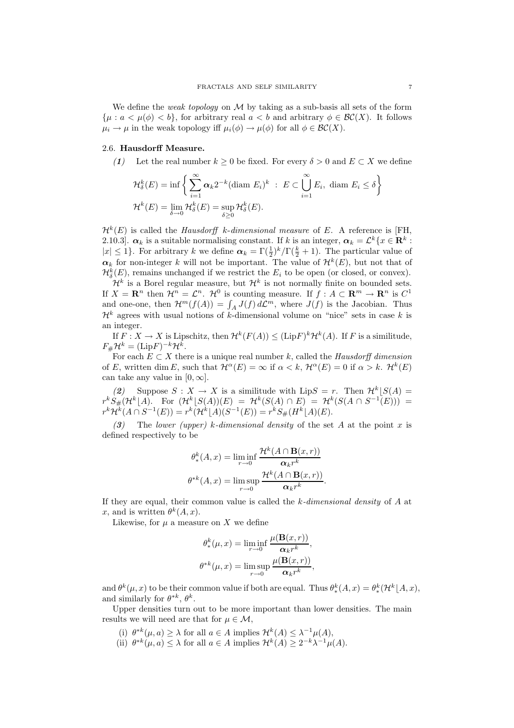We define the *weak topology* on $\mathcal{M}$ by taking as a sub-basis all sets of the form $\{\mu : a < \mu(\phi) < b\}$, for arbitrary real $a < b$ and arbitrary $\phi \in \mathcal{BC}(X)$. It follows $\mu_i \to \mu$ in the weak topology iff $\mu_i(\phi) \to \mu(\phi)$ for all $\phi \in \mathcal{BC}(X)$.

### 2.6. Hausdorff Measure.

***(1)*** Let the real number $k \geq 0$ be fixed. For every $\delta > 0$ and $E \subset X$ we define

$$\mathcal{H}^k_\delta(E) = \inf \left\{ \sum_{i=1}^{\infty} \boldsymbol{\alpha}_k 2^{-k} (\text{diam } E_i)^k \ : \ E \subset \bigcup_{i=1}^{\infty} E_i, \ \text{diam } E_i \leq \delta \right\}$$

$$\mathcal{H}^k(E) = \lim_{\delta \to 0} \mathcal{H}^k_\delta(E) = \sup_{\delta \geq 0} \mathcal{H}^k_\delta(E).$$

$\mathcal{H}^k(E)$ is called the *Hausdorff k-dimensional measure* of $E$. A reference is [FH, 2.10.3]. $\boldsymbol{\alpha}_k$ is a suitable normalising constant. If $k$ is an integer, $\boldsymbol{\alpha}_k = \mathcal{L}^k\{x \in \mathbf{R}^k : |x| \leq 1\}$. For arbitrary $k$ we define $\boldsymbol{\alpha}_k = \Gamma(\frac{1}{2})^k / \Gamma(\frac{k}{2}+1)$. The particular value of $\boldsymbol{\alpha}_k$ for non-integer $k$ will not be important. The value of $\mathcal{H}^k(E)$, but not that of $\mathcal{H}^k_\delta(E)$, remains unchanged if we restrict the $E_i$ to be open (or closed, or convex).

$\mathcal{H}^k$ is a Borel regular measure, but $\mathcal{H}^k$ is not normally finite on bounded sets. If $X = \mathbf{R}^n$ then $\mathcal{H}^n = \mathcal{L}^n$. $\mathcal{H}^0$ is counting measure. If $f : A \subset \mathbf{R}^m \to \mathbf{R}^n$ is $C^1$ and one-one, then $\mathcal{H}^m(f(A)) = \int_A J(f) \, d\mathcal{L}^m$, where $J(f)$ is the Jacobian. Thus $\mathcal{H}^k$ agrees with usual notions of $k$-dimensional volume on "nice" sets in case $k$ is an integer.

If $F : X \to X$ is Lipschitz, then $\mathcal{H}^k(F(A)) \leq (\text{Lip}F)^k \mathcal{H}^k(A)$. If $F$ is a similitude, $F_\# \mathcal{H}^k = (\text{Lip}F)^{-k} \mathcal{H}^k$.

For each $E \subset X$ there is a unique real number $k$, called the *Hausdorff dimension* of $E$, written $\dim E$, such that $\mathcal{H}^\alpha(E) = \infty$ if $\alpha < k$, $\mathcal{H}^\alpha(E) = 0$ if $\alpha > k$. $\mathcal{H}^k(E)$ can take any value in $[0, \infty]$.

***(2)*** Suppose $S : X \to X$ is a similitude with $\text{Lip}S = r$. Then $\mathcal{H}^k \lfloor S(A) = r^k S_\#(\mathcal{H}^k \lfloor A)$. For $(\mathcal{H}^k \lfloor S(A))(E) = \mathcal{H}^k(S(A) \cap E) = \mathcal{H}^k(S(A \cap S^{-1}(E))) = r^k \mathcal{H}^k(A \cap S^{-1}(E)) = r^k (\mathcal{H}^k \lfloor A)(S^{-1}(E)) = r^k S_\#(H^k \lfloor A)(E)$.

***(3)*** The *lower (upper) k-dimensional density* of the set $A$ at the point $x$ is defined respectively to be

$$\theta^k_*(A, x) = \liminf_{r \to 0} \frac{\mathcal{H}^k(A \cap \mathbf{B}(x, r))}{\boldsymbol{\alpha}_k r^k}$$

$$\theta^{*k}(A, x) = \limsup_{r \to 0} \frac{\mathcal{H}^k(A \cap \mathbf{B}(x, r))}{\boldsymbol{\alpha}_k r^k}.$$

If they are equal, their common value is called the *k-dimensional density* of $A$ at $x$, and is written $\theta^k(A, x)$.

Likewise, for $\mu$ a measure on $X$ we define

$$\theta^k_*(\mu, x) = \liminf_{r \to 0} \frac{\mu(\mathbf{B}(x, r))}{\boldsymbol{\alpha}_k r^k},$$

$$\theta^{*k}(\mu, x) = \limsup_{r \to 0} \frac{\mu(\mathbf{B}(x, r))}{\boldsymbol{\alpha}_k r^k},$$

and $\theta^k(\mu, x)$ to be their common value if both are equal. Thus $\theta^k_*(A, x) = \theta^k_*(\mathcal{H}^k \lfloor A, x)$, and similarly for $\theta^{*k}$, $\theta^k$.

Upper densities turn out to be more important than lower densities. The main results we will need are that for $\mu \in \mathcal{M}$,

(i) $\theta^{*k}(\mu, a) \geq \lambda$ for all $a \in A$ implies $\mathcal{H}^k(A) \leq \lambda^{-1} \mu(A)$,
(ii) $\theta^{*k}(\mu, a) \leq \lambda$ for all $a \in A$ implies $\mathcal{H}^k(A) \geq 2^{-k} \lambda^{-1} \mu(A)$.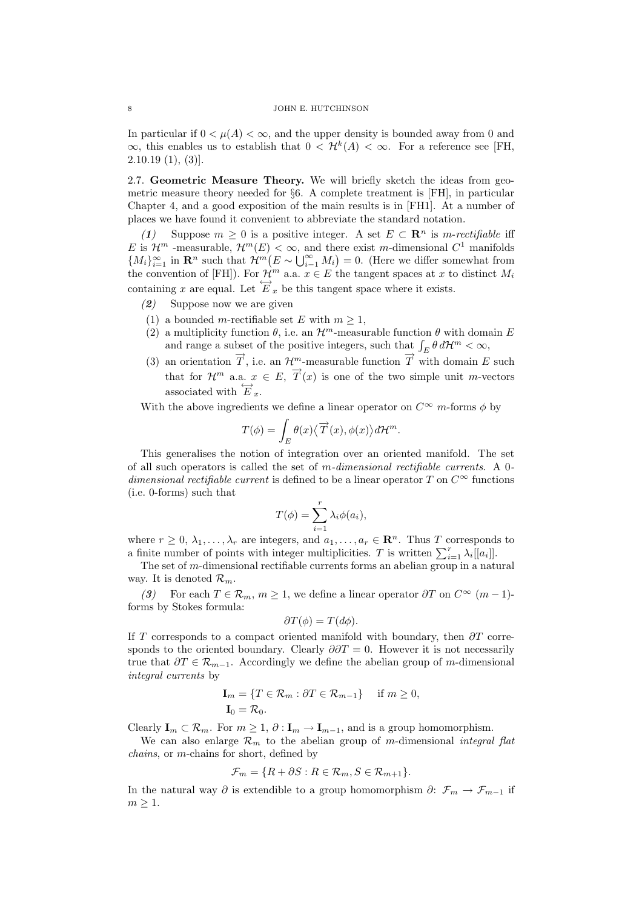In particular if $0 < \mu(A) < \infty$, and the upper density is bounded away from 0 and $\infty$, this enables us to establish that $0 < \mathcal{H}^k(A) < \infty$. For a reference see [FH, 2.10.19 (1), (3)].

**2.7. Geometric Measure Theory.** We will briefly sketch the ideas from geometric measure theory needed for §6. A complete treatment is [FH], in particular Chapter 4, and a good exposition of the main results is in [FH1]. At a number of places we have found it convenient to abbreviate the standard notation.

***(1)*** Suppose $m \geq 0$ is a positive integer. A set $E \subset \mathbf{R}^n$ is *m-rectifiable* iff $E$ is $\mathcal{H}^m$ -measurable, $\mathcal{H}^m(E) < \infty$, and there exist $m$-dimensional $C^1$ manifolds $\{M_i\}_{i=1}^{\infty}$ in $\mathbf{R}^n$ such that $\mathcal{H}^m\big(E \sim \bigcup_{i=1}^{\infty} M_i\big) = 0$. (Here we differ somewhat from the convention of [FH]). For $\mathcal{H}^m$ a.a. $x \in E$ the tangent spaces at $x$ to distinct $M_i$ containing $x$ are equal. Let $\overleftrightarrow{E}_x$ be this tangent space where it exists.

***(2)*** Suppose now we are given

1. a bounded $m$-rectifiable set $E$ with $m \geq 1$,
2. a multiplicity function $\theta$, i.e. an $\mathcal{H}^m$-measurable function $\theta$ with domain $E$ and range a subset of the positive integers, such that $\int_E \theta \, d\mathcal{H}^m < \infty$,
3. an orientation $\overrightarrow{T}$, i.e. an $\mathcal{H}^m$-measurable function $\overrightarrow{T}$ with domain $E$ such that for $\mathcal{H}^m$ a.a. $x \in E$, $\overrightarrow{T}(x)$ is one of the two simple unit $m$-vectors associated with $\overleftrightarrow{E}_x$.

With the above ingredients we define a linear operator on $C^{\infty}$ $m$-forms $\phi$ by

$$T(\phi) = \int_E \theta(x) \big\langle \overrightarrow{T}(x), \phi(x) \big\rangle d\mathcal{H}^m.$$

This generalises the notion of integration over an oriented manifold. The set of all such operators is called the set of *m-dimensional rectifiable currents*. A *0-dimensional rectifiable current* is defined to be a linear operator $T$ on $C^{\infty}$ functions (i.e. 0-forms) such that

$$T(\phi) = \sum_{i=1}^{r} \lambda_i \phi(a_i),$$

where $r \geq 0$, $\lambda_1, \ldots, \lambda_r$ are integers, and $a_1, \ldots, a_r \in \mathbf{R}^n$. Thus $T$ corresponds to a finite number of points with integer multiplicities. $T$ is written $\sum_{i=1}^{r} \lambda_i [[a_i]]$.

The set of $m$-dimensional rectifiable currents forms an abelian group in a natural way. It is denoted $\mathcal{R}_m$.

***(3)*** For each $T \in \mathcal{R}_m$, $m \geq 1$, we define a linear operator $\partial T$ on $C^{\infty}$ $(m-1)$-forms by Stokes formula:

$$\partial T(\phi) = T(d\phi).$$

If $T$ corresponds to a compact oriented manifold with boundary, then $\partial T$ corresponds to the oriented boundary. Clearly $\partial\partial T = 0$. However it is not necessarily true that $\partial T \in \mathcal{R}_{m-1}$. Accordingly we define the abelian group of $m$-dimensional *integral currents* by

$$\mathbf{I}_m = \{T \in \mathcal{R}_m : \partial T \in \mathcal{R}_{m-1}\} \quad \text{if } m \geq 0,$$
$$\mathbf{I}_0 = \mathcal{R}_0.$$

Clearly $\mathbf{I}_m \subset \mathcal{R}_m$. For $m \geq 1$, $\partial : \mathbf{I}_m \to \mathbf{I}_{m-1}$, and is a group homomorphism.

We can also enlarge $\mathcal{R}_m$ to the abelian group of $m$-dimensional *integral flat chains*, or $m$-chains for short, defined by

$$\mathcal{F}_m = \{R + \partial S : R \in \mathcal{R}_m, S \in \mathcal{R}_{m+1}\}.$$

In the natural way $\partial$ is extendible to a group homomorphism $\partial$: $\mathcal{F}_m \to \mathcal{F}_{m-1}$ if $m \geq 1$.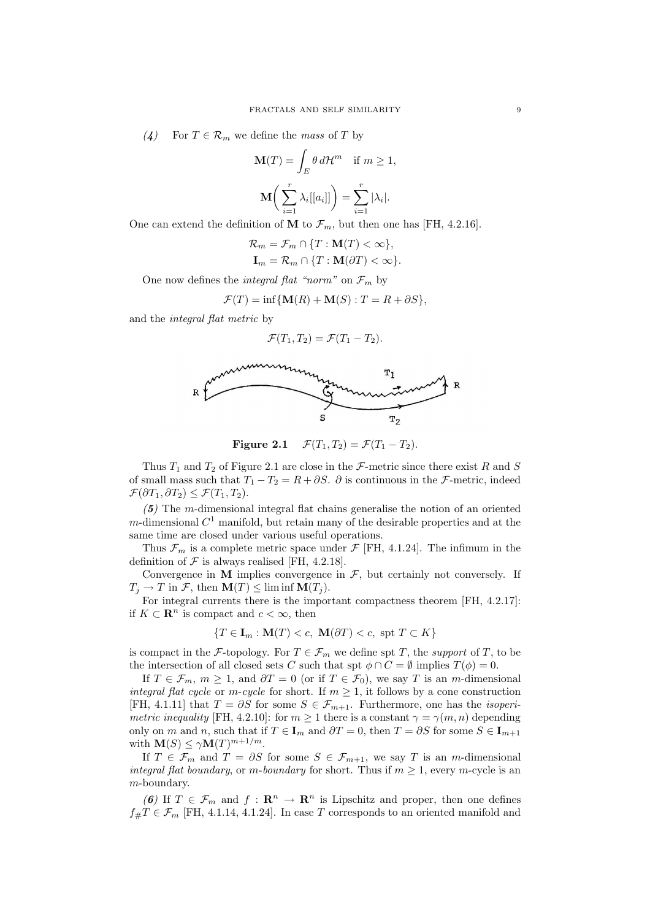*(4)* For $T \in \mathcal{R}_m$ we define the *mass* of $T$ by

$$\mathbf{M}(T) = \int_E \theta \, d\mathcal{H}^m \quad \text{if } m \geq 1,$$

$$\mathbf{M}\bigg( \sum_{i=1}^r \lambda_i [[a_i]] \bigg) = \sum_{i=1}^r |\lambda_i|.$$

One can extend the definition of $\mathbf{M}$ to $\mathcal{F}_m$, but then one has [FH, 4.2.16].

$$\mathcal{R}_m = \mathcal{F}_m \cap \{T : \mathbf{M}(T) < \infty\},$$
$$\mathbf{I}_m = \mathcal{R}_m \cap \{T : \mathbf{M}(\partial T) < \infty\}.$$

One now defines the *integral flat "norm"* on $\mathcal{F}_m$ by

$$\mathcal{F}(T) = \inf\{\mathbf{M}(R) + \mathbf{M}(S) : T = R + \partial S\},$$

and the *integral flat metric* by

$$\mathcal{F}(T_1, T_2) = \mathcal{F}(T_1 - T_2).$$

**Figure 2.1** $\mathcal{F}(T_1, T_2) = \mathcal{F}(T_1 - T_2)$.

Thus $T_1$ and $T_2$ of Figure 2.1 are close in the $\mathcal{F}$-metric since there exist $R$ and $S$ of small mass such that $T_1 - T_2 = R + \partial S$. $\partial$ is continuous in the $\mathcal{F}$-metric, indeed $\mathcal{F}(\partial T_1, \partial T_2) \leq \mathcal{F}(T_1, T_2)$.

*(5)* The $m$-dimensional integral flat chains generalise the notion of an oriented $m$-dimensional $C^1$ manifold, but retain many of the desirable properties and at the same time are closed under various useful operations.

Thus $\mathcal{F}_m$ is a complete metric space under $\mathcal{F}$ [FH, 4.1.24]. The infimum in the definition of $\mathcal{F}$ is always realised [FH, 4.2.18].

Convergence in $\mathbf{M}$ implies convergence in $\mathcal{F}$, but certainly not conversely. If $T_j \to T$ in $\mathcal{F}$, then $\mathbf{M}(T) \leq \liminf \mathbf{M}(T_j)$.

For integral currents there is the important compactness theorem [FH, 4.2.17]: if $K \subset \mathbf{R}^n$ is compact and $c < \infty$, then

$$\{T \in \mathbf{I}_m : \mathbf{M}(T) < c, \ \mathbf{M}(\partial T) < c, \ \text{spt}\, T \subset K\}$$

is compact in the $\mathcal{F}$-topology. For $T \in \mathcal{F}_m$ we define spt $T$, the *support* of $T$, to be the intersection of all closed sets $C$ such that spt $\phi \cap C = \emptyset$ implies $T(\phi) = 0$.

If $T \in \mathcal{F}_m$, $m \geq 1$, and $\partial T = 0$ (or if $T \in \mathcal{F}_0$), we say $T$ is an $m$-dimensional *integral flat cycle* or *m-cycle* for short. If $m \geq 1$, it follows by a cone construction [FH, 4.1.11] that $T = \partial S$ for some $S \in \mathcal{F}_{m+1}$. Furthermore, one has the *isoperimetric inequality* [FH, 4.2.10]: for $m \geq 1$ there is a constant $\gamma = \gamma(m, n)$ depending only on $m$ and $n$, such that if $T \in \mathbf{I}_m$ and $\partial T = 0$, then $T = \partial S$ for some $S \in \mathbf{I}_{m+1}$ with $\mathbf{M}(S) \leq \gamma \mathbf{M}(T)^{m+1/m}$.

If $T \in \mathcal{F}_m$ and $T = \partial S$ for some $S \in \mathcal{F}_{m+1}$, we say $T$ is an $m$-dimensional *integral flat boundary*, or *m-boundary* for short. Thus if $m \geq 1$, every $m$-cycle is an $m$-boundary.

*(6)* If $T \in \mathcal{F}_m$ and $f : \mathbf{R}^n \to \mathbf{R}^n$ is Lipschitz and proper, then one defines $f_\# T \in \mathcal{F}_m$ [FH, 4.1.14, 4.1.24]. In case $T$ corresponds to an oriented manifold and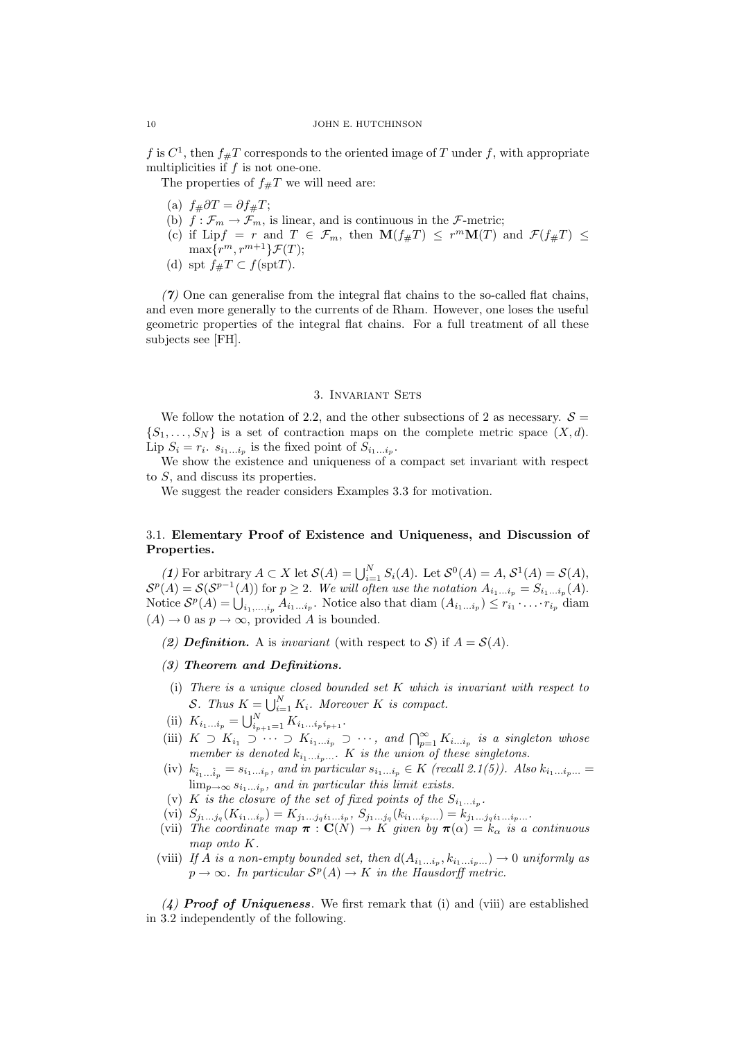$f$ is $C^1$, then $f_\# T$ corresponds to the oriented image of $T$ under $f$, with appropriate multiplicities if $f$ is not one-one.

The properties of $f_\# T$ we will need are:

(a) $f_\# \partial T = \partial f_\# T$;
(b) $f : \mathcal{F}_m \to \mathcal{F}_m$, is linear, and is continuous in the $\mathcal{F}$-metric;
(c) if $\mathrm{Lip} f = r$ and $T \in \mathcal{F}_m$, then $\mathbf{M}(f_\# T) \le r^m \mathbf{M}(T)$ and $\mathcal{F}(f_\# T) \le \max\{r^m, r^{m+1}\}\mathcal{F}(T)$;
(d) spt $f_\# T \subset f(\mathrm{spt} T)$.

***(7)*** One can generalise from the integral flat chains to the so-called flat chains, and even more generally to the currents of de Rham. However, one loses the useful geometric properties of the integral flat chains. For a full treatment of all these subjects see [FH].

## 3. Invariant Sets

We follow the notation of 2.2, and the other subsections of 2 as necessary. $\mathcal{S} = \{S_1, \ldots, S_N\}$ is a set of contraction maps on the complete metric space $(X, d)$. Lip $S_i = r_i$. $s_{i_1 \ldots i_p}$ is the fixed point of $S_{i_1 \ldots i_p}$.

We show the existence and uniqueness of a compact set invariant with respect to $S$, and discuss its properties.

We suggest the reader considers Examples 3.3 for motivation.

### 3.1. Elementary Proof of Existence and Uniqueness, and Discussion of Properties.

***(1)*** For arbitrary $A \subset X$ let $\mathcal{S}(A) = \bigcup_{i=1}^N S_i(A)$. Let $\mathcal{S}^0(A) = A$, $\mathcal{S}^1(A) = \mathcal{S}(A)$, $\mathcal{S}^p(A) = \mathcal{S}(\mathcal{S}^{p-1}(A))$ for $p \ge 2$. *We will often use the notation* $A_{i_1 \ldots i_p} = S_{i_1 \ldots i_p}(A)$. Notice $\mathcal{S}^p(A) = \bigcup_{i_1, \ldots, i_p} A_{i_1 \ldots i_p}$. Notice also that diam $(A_{i_1 \ldots i_p}) \le r_{i_1} \cdot \ldots \cdot r_{i_p}$ diam $(A) \to 0$ as $p \to \infty$, provided $A$ is bounded.

***(2) Definition.*** A is *invariant* (with respect to $\mathcal{S}$) if $A = \mathcal{S}(A)$.

***(3) Theorem and Definitions.***

(i) *There is a unique closed bounded set $K$ which is invariant with respect to $\mathcal{S}$. Thus $K = \bigcup_{i=1}^N K_i$. Moreover $K$ is compact.*
(ii) $K_{i_1 \ldots i_p} = \bigcup_{i_{p+1}=1}^N K_{i_1 \ldots i_p i_{p+1}}$.
(iii) $K \supset K_{i_1} \supset \cdots \supset K_{i_1 \ldots i_p} \supset \cdots$, *and* $\bigcap_{p=1}^\infty K_{i \ldots i_p}$ *is a singleton whose member is denoted* $k_{i_1 \ldots i_p \ldots}$. *$K$ is the union of these singletons.*
(iv) $k_{\widetilde{i_1 \ldots i_p}} = s_{i_1 \ldots i_p}$, *and in particular* $s_{i_1 \ldots i_p} \in K$ *(recall 2.1(5)). Also* $k_{i_1 \ldots i_p \ldots} = \lim_{p \to \infty} s_{i_1 \ldots i_p}$, *and in particular this limit exists.*
(v) *$K$ is the closure of the set of fixed points of the* $S_{i_1 \ldots i_p}$.
(vi) $S_{j_1 \ldots j_q}(K_{i_1 \ldots i_p}) = K_{j_1 \ldots j_q i_1 \ldots i_p}$, $S_{j_1 \ldots j_q}(k_{i_1 \ldots i_p \ldots}) = k_{j_1 \ldots j_q i_1 \ldots i_p \ldots}$.
(vii) *The coordinate map $\boldsymbol{\pi} : \mathbf{C}(N) \to K$ given by $\boldsymbol{\pi}(\alpha) = k_\alpha$ is a continuous map onto $K$.*
(viii) *If $A$ is a non-empty bounded set, then $d(A_{i_1 \ldots i_p}, k_{i_1 \ldots i_p \ldots}) \to 0$ uniformly as $p \to \infty$. In particular $\mathcal{S}^p(A) \to K$ in the Hausdorff metric.*

***(4) Proof of Uniqueness.*** We first remark that (i) and (viii) are established in 3.2 independently of the following.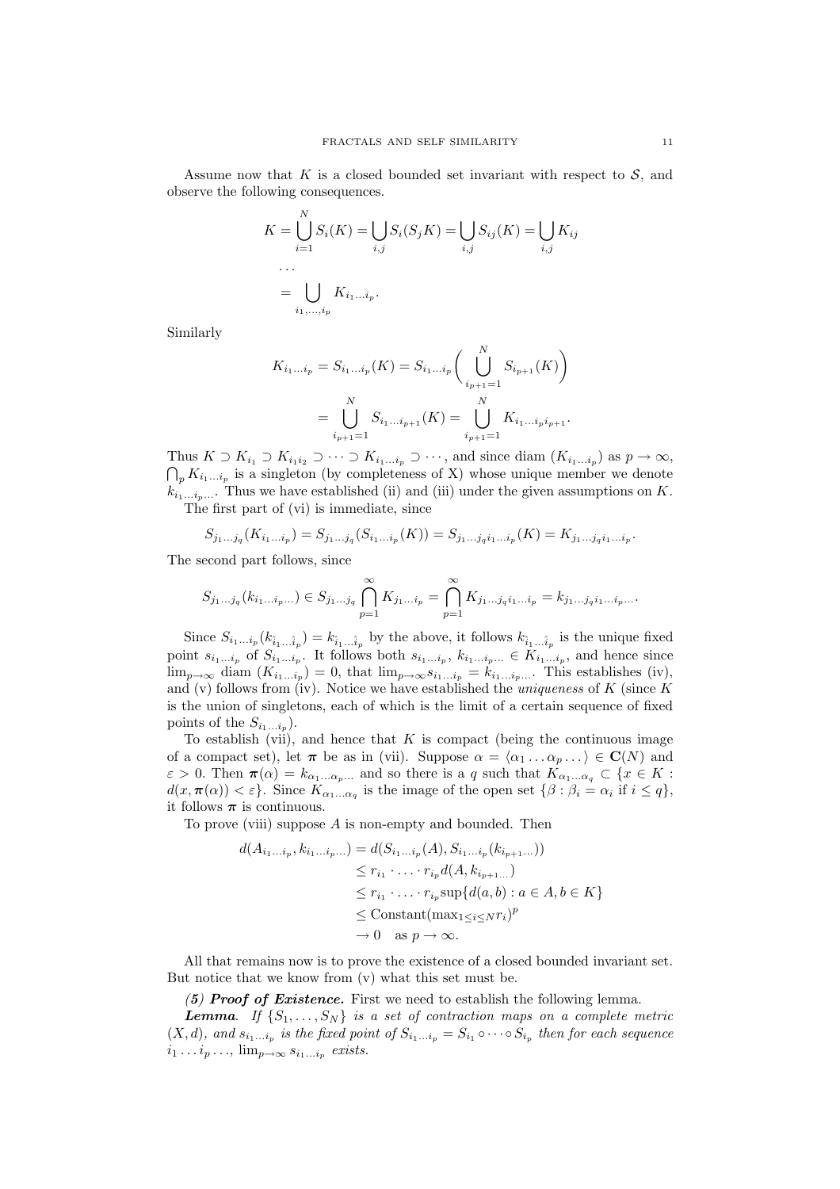Assume now that $K$ is a closed bounded set invariant with respect to $\mathcal{S}$, and observe the following consequences.

$$
\begin{aligned}
K &= \bigcup_{i=1}^{N} S_i(K) = \bigcup_{i,j} S_i(S_j K) = \bigcup_{i,j} S_{ij}(K) = \bigcup_{i,j} K_{ij} \\
&\cdots \\
&= \bigcup_{i_1,\ldots,i_p} K_{i_1\ldots i_p}.
\end{aligned}
$$

Similarly

$$
\begin{aligned}
K_{i_1\ldots i_p} = S_{i_1\ldots i_p}(K) &= S_{i_1\ldots i_p}\Bigg( \bigcup_{i_{p+1}=1}^{N} S_{i_{p+1}}(K) \Bigg) \\
&= \bigcup_{i_{p+1}=1}^{N} S_{i_1\ldots i_{p+1}}(K) = \bigcup_{i_{p+1}=1}^{N} K_{i_1\ldots i_p i_{p+1}}.
\end{aligned}
$$

Thus $K \supset K_{i_1} \supset K_{i_1 i_2} \supset \cdots \supset K_{i_1\ldots i_p} \supset \cdots$, and since diam $(K_{i_1\ldots i_p})$ as $p \to \infty$, $\bigcap_p K_{i_1\ldots i_p}$ is a singleton (by completeness of X) whose unique member we denote $k_{i_1\ldots i_p\ldots}$. Thus we have established (ii) and (iii) under the given assumptions on $K$.

The first part of (vi) is immediate, since

$$
S_{j_1\ldots j_q}(K_{i_1\ldots i_p}) = S_{j_1\ldots j_q}(S_{i_1\ldots i_p}(K)) = S_{j_1\ldots j_q i_1\ldots i_p}(K) = K_{j_1\ldots j_q i_1\ldots i_p}.
$$

The second part follows, since

$$
S_{j_1\ldots j_q}(k_{i_1\ldots i_p\ldots}) \in S_{j_1\ldots j_q} \bigcap_{p=1}^{\infty} K_{j_1\ldots i_p} = \bigcap_{p=1}^{\infty} K_{j_1\ldots j_q i_1\ldots i_p} = k_{j_1\ldots j_q i_1\ldots i_p\ldots}.
$$

Since $S_{i_1\ldots i_p}(k_{\hat{i}_1\ldots\hat{i}_p}) = k_{\hat{i}_1\ldots\hat{i}_p}$ by the above, it follows $k_{\hat{i}_1\ldots\hat{i}_p}$ is the unique fixed point $s_{i_1\ldots i_p}$ of $S_{i_1\ldots i_p}$. It follows both $s_{i_1\ldots i_p}$, $k_{i_1\ldots i_p\ldots} \in K_{i_1\ldots i_p}$, and hence since $\lim_{p\to\infty}$ diam $(K_{i_1\ldots i_p}) = 0$, that $\lim_{p\to\infty} s_{i_1\ldots i_p} = k_{i_1\ldots i_p\ldots}$. This establishes (iv), and (v) follows from (iv). Notice we have established the *uniqueness* of $K$ (since $K$ is the union of singletons, each of which is the limit of a certain sequence of fixed points of the $S_{i_1\ldots i_p}$).

To establish (vii), and hence that $K$ is compact (being the continuous image of a compact set), let $\boldsymbol{\pi}$ be as in (vii). Suppose $\alpha = \langle \alpha_1 \ldots \alpha_p \ldots \rangle \in \mathbf{C}(N)$ and $\varepsilon > 0$. Then $\boldsymbol{\pi}(\alpha) = k_{\alpha_1\ldots\alpha_p\ldots}$ and so there is a $q$ such that $K_{\alpha_1\ldots\alpha_q} \subset \{x \in K : d(x, \boldsymbol{\pi}(\alpha)) < \varepsilon\}$. Since $K_{\alpha_1\ldots\alpha_q}$ is the image of the open set $\{\beta : \beta_i = \alpha_i \text{ if } i \leq q\}$, it follows $\boldsymbol{\pi}$ is continuous.

To prove (viii) suppose $A$ is non-empty and bounded. Then

$$
\begin{aligned}
d(A_{i_1\ldots i_p}, k_{i_1\ldots i_p\ldots}) &= d(S_{i_1\ldots i_p}(A), S_{i_1\ldots i_p}(k_{i_{p+1}\ldots})) \\
&\leq r_{i_1} \cdot \ldots \cdot r_{i_p} d(A, k_{i_{p+1}\ldots}) \\
&\leq r_{i_1} \cdot \ldots \cdot r_{i_p} \sup\{d(a,b) : a \in A, b \in K\} \\
&\leq \text{Constant}(\max_{1\leq i\leq N} r_i)^p \\
&\to 0 \quad \text{as } p \to \infty.
\end{aligned}
$$

All that remains now is to prove the existence of a closed bounded invariant set. But notice that we know from (v) what this set must be.

***(5) Proof of Existence.*** First we need to establish the following lemma.

***Lemma***. *If $\{S_1, \ldots, S_N\}$ is a set of contraction maps on a complete metric $(X, d)$, and $s_{i_1\ldots i_p}$ is the fixed point of $S_{i_1\ldots i_p} = S_{i_1} \circ \cdots \circ S_{i_p}$ then for each sequence $i_1 \ldots i_p \ldots$, $\lim_{p\to\infty} s_{i_1\ldots i_p}$ exists.*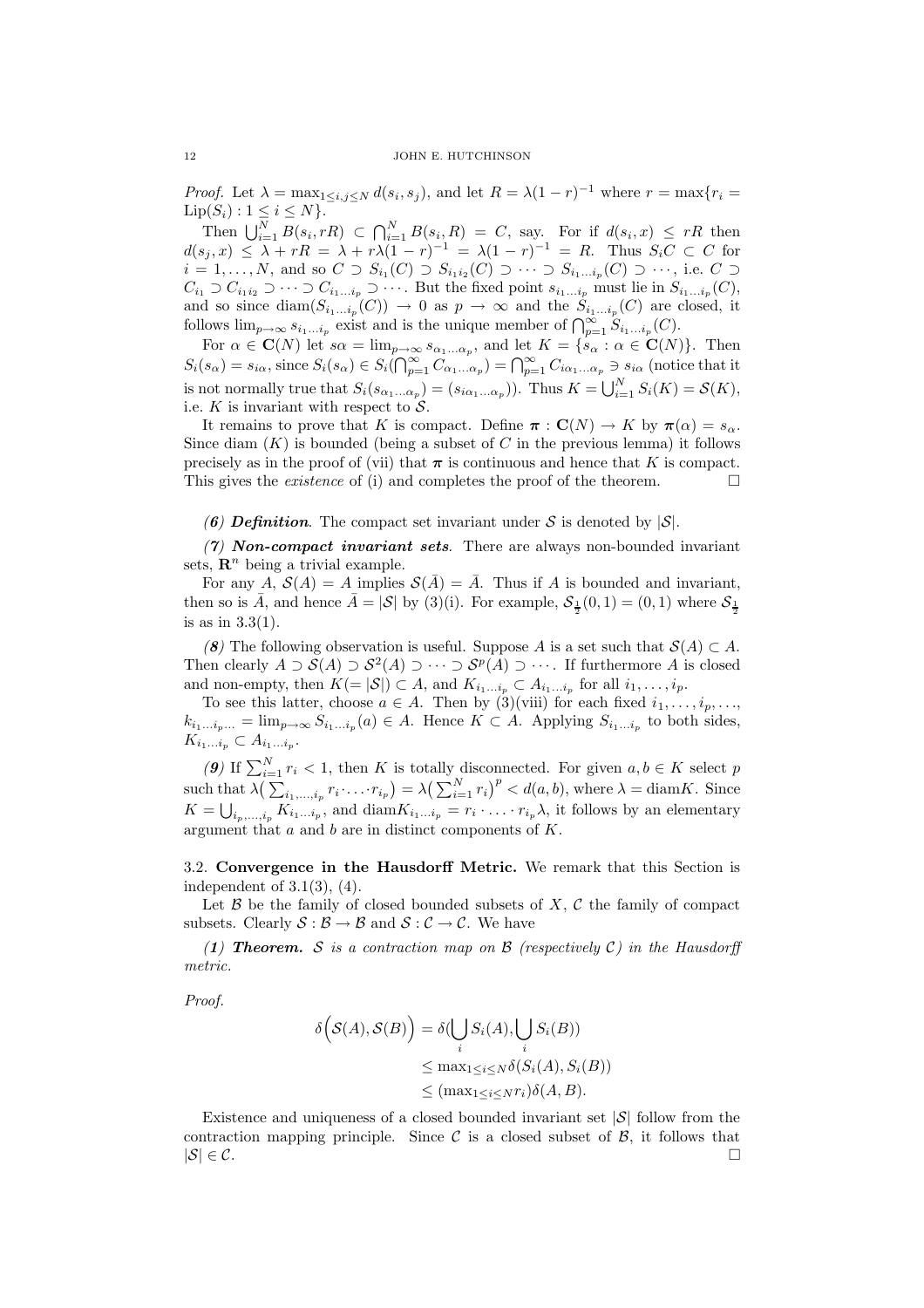*Proof.* Let $\lambda = \max_{1 \le i,j \le N} d(s_i, s_j)$, and let $R = \lambda(1-r)^{-1}$ where $r = \max\{r_i = \mathrm{Lip}(S_i) : 1 \le i \le N\}$.

Then $\bigcup_{i=1}^N B(s_i, rR) \subset \bigcap_{i=1}^N B(s_i, R) = C$, say. For if $d(s_i, x) \le rR$ then $d(s_j, x) \le \lambda + rR = \lambda + r\lambda(1-r)^{-1} = \lambda(1-r)^{-1} = R$. Thus $S_i C \subset C$ for $i = 1, \ldots, N$, and so $C \supset S_{i_1}(C) \supset S_{i_1 i_2}(C) \supset \cdots \supset S_{i_1 \ldots i_p}(C) \supset \cdots$, i.e. $C \supset C_{i_1} \supset C_{i_1 i_2} \supset \cdots \supset C_{i_1 \ldots i_p} \supset \cdots$. But the fixed point $s_{i_1 \ldots i_p}$ must lie in $S_{i_1 \ldots i_p}(C)$, and so since $\mathrm{diam}(S_{i_1 \ldots i_p}(C)) \to 0$ as $p \to \infty$ and the $S_{i_1 \ldots i_p}(C)$ are closed, it follows $\lim_{p \to \infty} s_{i_1 \ldots i_p}$ exist and is the unique member of $\bigcap_{p=1}^\infty S_{i_1 \ldots i_p}(C)$.

For $\alpha \in \mathbf{C}(N)$ let $s\alpha = \lim_{p \to \infty} s_{\alpha_1 \ldots \alpha_p}$, and let $K = \{s_\alpha : \alpha \in \mathbf{C}(N)\}$. Then $S_i(s_\alpha) = s_{i\alpha}$, since $S_i(s_\alpha) \in S_i(\bigcap_{p=1}^\infty C_{\alpha_1 \ldots \alpha_p}) = \bigcap_{p=1}^\infty C_{i\alpha_1 \ldots \alpha_p} \ni s_{i\alpha}$ (notice that it is not normally true that $S_i(s_{\alpha_1 \ldots \alpha_p}) = (s_{i\alpha_1 \ldots \alpha_p})$). Thus $K = \bigcup_{i=1}^N S_i(K) = \mathcal{S}(K)$, i.e. $K$ is invariant with respect to $\mathcal{S}$.

It remains to prove that $K$ is compact. Define $\boldsymbol{\pi} : \mathbf{C}(N) \to K$ by $\boldsymbol{\pi}(\alpha) = s_\alpha$. Since diam $(K)$ is bounded (being a subset of $C$ in the previous lemma) it follows precisely as in the proof of (vii) that $\boldsymbol{\pi}$ is continuous and hence that $K$ is compact. This gives the *existence* of (i) and completes the proof of the theorem. □

***(6) Definition***. The compact set invariant under $\mathcal{S}$ is denoted by $|\mathcal{S}|$.

***(7) Non-compact invariant sets***. There are always non-bounded invariant sets, $\mathbf{R}^n$ being a trivial example.

For any $A$, $\mathcal{S}(A) = A$ implies $\mathcal{S}(\bar{A}) = \bar{A}$. Thus if $A$ is bounded and invariant, then so is $\bar{A}$, and hence $\bar{A} = |\mathcal{S}|$ by (3)(i). For example, $\mathcal{S}_{\frac{1}{2}}(0,1) = (0,1)$ where $\mathcal{S}_{\frac{1}{2}}$ is as in 3.3(1).

***(8)*** The following observation is useful. Suppose $A$ is a set such that $\mathcal{S}(A) \subset A$. Then clearly $A \supset \mathcal{S}(A) \supset \mathcal{S}^2(A) \supset \cdots \supset \mathcal{S}^p(A) \supset \cdots$. If furthermore $A$ is closed and non-empty, then $K (= |\mathcal{S}|) \subset A$, and $K_{i_1 \ldots i_p} \subset A_{i_1 \ldots i_p}$ for all $i_1, \ldots, i_p$.

To see this latter, choose $a \in A$. Then by (3)(viii) for each fixed $i_1, \ldots, i_p, \ldots$, $k_{i_1 \ldots i_p \ldots} = \lim_{p \to \infty} S_{i_1 \ldots i_p}(a) \in A$. Hence $K \subset A$. Applying $S_{i_1 \ldots i_p}$ to both sides, $K_{i_1 \ldots i_p} \subset A_{i_1 \ldots i_p}$.

***(9)*** If $\sum_{i=1}^N r_i < 1$, then $K$ is totally disconnected. For given $a, b \in K$ select $p$ such that $\lambda\big(\sum_{i_1, \ldots, i_p} r_i \cdot \ldots \cdot r_{i_p}\big) = \lambda\big(\sum_{i=1}^N r_i\big)^p < d(a,b)$, where $\lambda = \mathrm{diam} K$. Since $K = \bigcup_{i_p, \ldots, i_p} K_{i_1 \ldots i_p}$, and $\mathrm{diam} K_{i_1 \ldots i_p} = r_i \cdot \ldots \cdot r_{i_p} \lambda$, it follows by an elementary argument that $a$ and $b$ are in distinct components of $K$.

3.2. **Convergence in the Hausdorff Metric.** We remark that this Section is independent of 3.1(3), (4).

Let $\mathcal{B}$ be the family of closed bounded subsets of $X$, $\mathcal{C}$ the family of compact subsets. Clearly $\mathcal{S} : \mathcal{B} \to \mathcal{B}$ and $\mathcal{S} : \mathcal{C} \to \mathcal{C}$. We have

***(1) Theorem.*** *$\mathcal{S}$ is a contraction map on $\mathcal{B}$ (respectively $\mathcal{C}$) in the Hausdorff metric.*

*Proof.*

$$\begin{aligned}
\delta\Big(\mathcal{S}(A), \mathcal{S}(B)\Big) &= \delta\big(\bigcup_i S_i(A), \bigcup_i S_i(B)\big) \\
&\le \max\nolimits_{1 \le i \le N} \delta(S_i(A), S_i(B)) \\
&\le (\max\nolimits_{1 \le i \le N} r_i)\, \delta(A, B).
\end{aligned}$$

Existence and uniqueness of a closed bounded invariant set $|\mathcal{S}|$ follow from the contraction mapping principle. Since $\mathcal{C}$ is a closed subset of $\mathcal{B}$, it follows that $|\mathcal{S}| \in \mathcal{C}$. □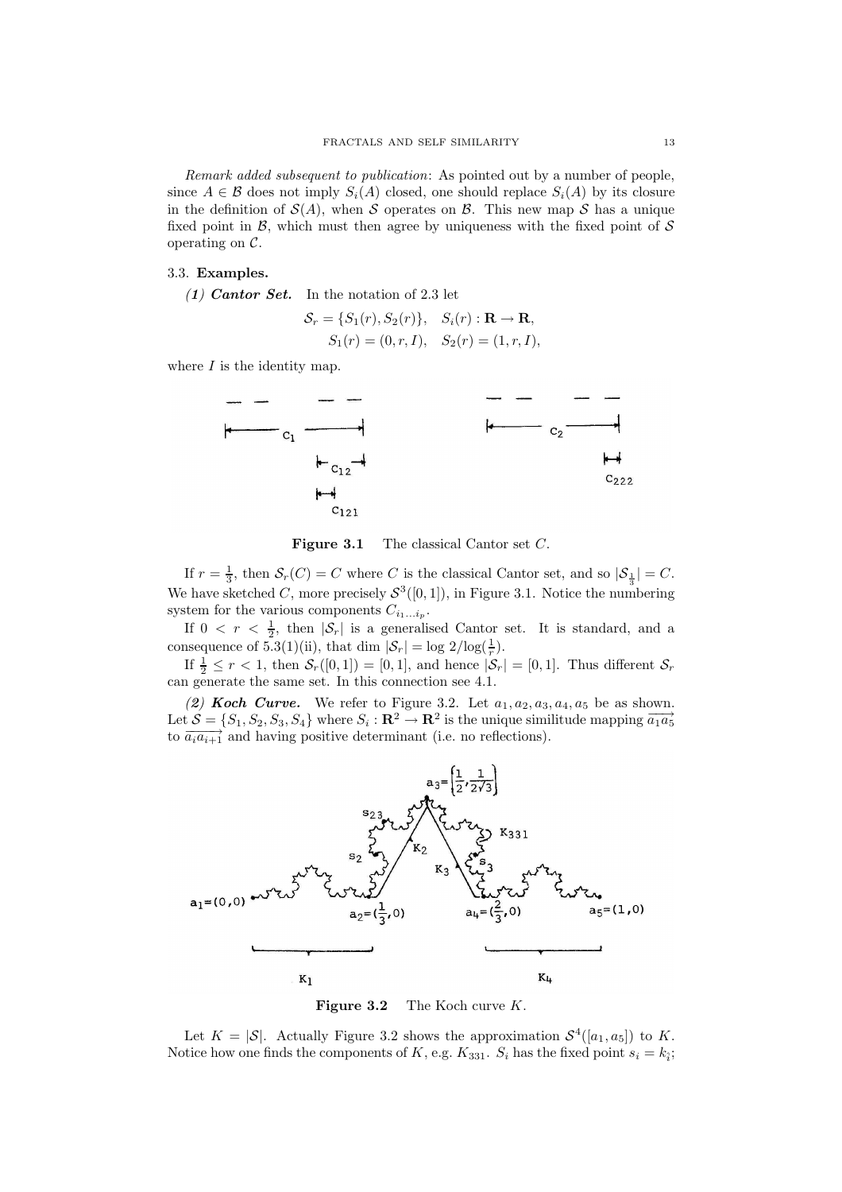*Remark added subsequent to publication*: As pointed out by a number of people, since $A \in \mathcal{B}$ does not imply $S_i(A)$ closed, one should replace $S_i(A)$ by its closure in the definition of $\mathcal{S}(A)$, when $\mathcal{S}$ operates on $\mathcal{B}$. This new map $\mathcal{S}$ has a unique fixed point in $\mathcal{B}$, which must then agree by uniqueness with the fixed point of $\mathcal{S}$ operating on $\mathcal{C}$.

### 3.3. **Examples.**

***(1) Cantor Set.*** In the notation of 2.3 let

$$\mathcal{S}_r = \{S_1(r), S_2(r)\}, \quad S_i(r) : \mathbf{R} \to \mathbf{R},$$
$$S_1(r) = (0, r, I), \quad S_2(r) = (1, r, I),$$

where $I$ is the identity map.

**Figure 3.1** The classical Cantor set $C$.

If $r = \frac{1}{3}$, then $\mathcal{S}_r(C) = C$ where $C$ is the classical Cantor set, and so $|\mathcal{S}_{\frac{1}{3}}| = C$. We have sketched $C$, more precisely $\mathcal{S}^3([0,1])$, in Figure 3.1. Notice the numbering system for the various components $C_{i_1 \dots i_p}$.

If $0 < r < \frac{1}{2}$, then $|\mathcal{S}_r|$ is a generalised Cantor set. It is standard, and a consequence of 5.3(1)(ii), that dim $|\mathcal{S}_r| = \log 2/\log(\frac{1}{r})$.

If $\frac{1}{2} \le r < 1$, then $\mathcal{S}_r([0,1]) = [0,1]$, and hence $|\mathcal{S}_r| = [0,1]$. Thus different $\mathcal{S}_r$ can generate the same set. In this connection see 4.1.

***(2) Koch Curve.*** We refer to Figure 3.2. Let $a_1, a_2, a_3, a_4, a_5$ be as shown. Let $\mathcal{S} = \{S_1, S_2, S_3, S_4\}$ where $S_i : \mathbf{R}^2 \to \mathbf{R}^2$ is the unique similitude mapping $\overrightarrow{a_1 a_5}$ to $\overrightarrow{a_i a_{i+1}}$ and having positive determinant (i.e. no reflections).

**Figure 3.2** The Koch curve $K$.

Let $K = |\mathcal{S}|$. Actually Figure 3.2 shows the approximation $\mathcal{S}^4([a_1, a_5])$ to $K$. Notice how one finds the components of $K$, e.g. $K_{331}$. $S_i$ has the fixed point $s_i = k_{\bar{i}}$;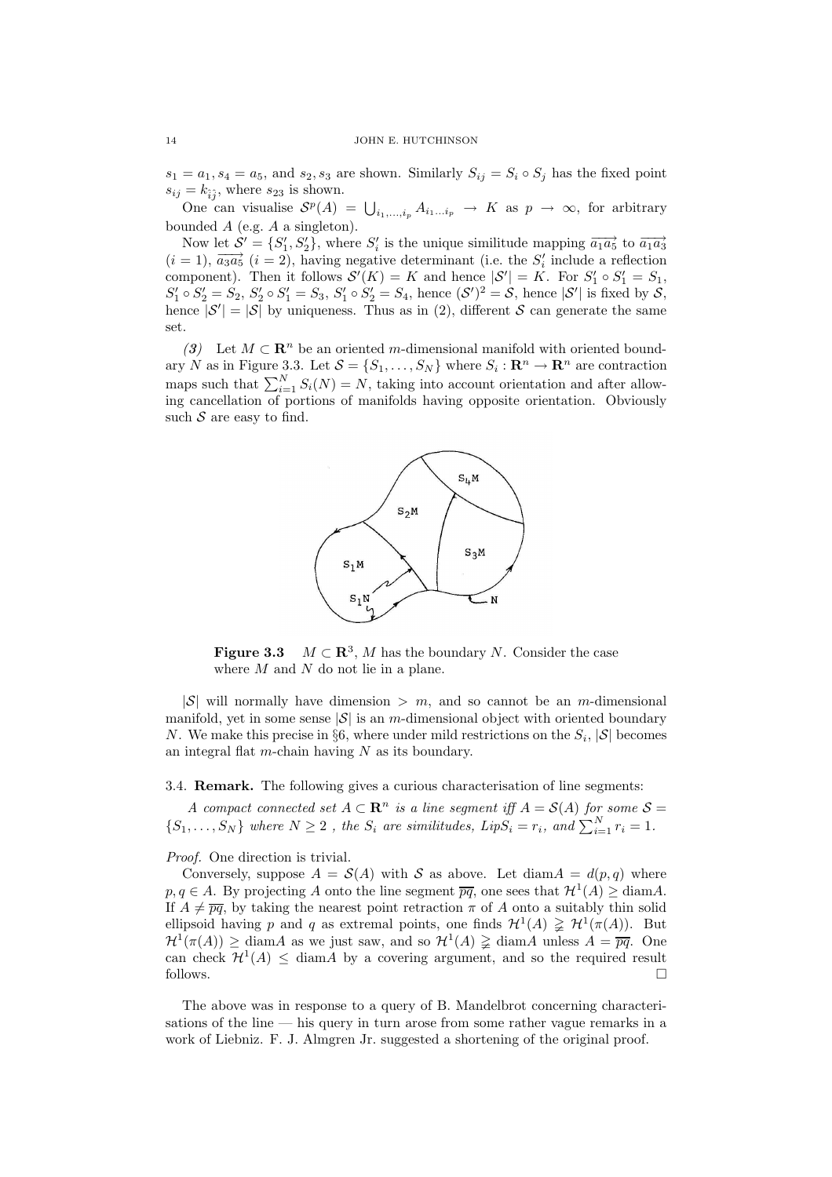$s_1 = a_1, s_4 = a_5$, and $s_2, s_3$ are shown. Similarly $S_{ij} = S_i \circ S_j$ has the fixed point $s_{ij} = k_{\hat{i}\hat{j}}$, where $s_{23}$ is shown.

One can visualise $\mathcal{S}^p(A) = \bigcup_{i_1,\ldots,i_p} A_{i_1\ldots i_p} \to K$ as $p \to \infty$, for arbitrary bounded $A$ (e.g. $A$ a singleton).

Now let $\mathcal{S}' = \{S'_1, S'_2\}$, where $S'_i$ is the unique similitude mapping $\overrightarrow{a_1a_5}$ to $\overrightarrow{a_1a_3}$ $(i = 1)$, $\overrightarrow{a_3a_5}$ $(i = 2)$, having negative determinant (i.e. the $S'_i$ include a reflection component). Then it follows $\mathcal{S}'(K) = K$ and hence $|\mathcal{S}'| = K$. For $S'_1 \circ S'_1 = S_1$, $S'_1 \circ S'_2 = S_2$, $S'_2 \circ S'_1 = S_3$, $S'_1 \circ S'_2 = S_4$, hence $(\mathcal{S}')^2 = \mathcal{S}$, hence $|\mathcal{S}'|$ is fixed by $\mathcal{S}$, hence $|\mathcal{S}'| = |\mathcal{S}|$ by uniqueness. Thus as in (2), different $\mathcal{S}$ can generate the same set.

*(3)* Let $M \subset \mathbf{R}^n$ be an oriented $m$-dimensional manifold with oriented boundary $N$ as in Figure 3.3. Let $\mathcal{S} = \{S_1, \ldots, S_N\}$ where $S_i : \mathbf{R}^n \to \mathbf{R}^n$ are contraction maps such that $\sum_{i=1}^N S_i(N) = N$, taking into account orientation and after allowing cancellation of portions of manifolds having opposite orientation. Obviously such $\mathcal{S}$ are easy to find.

**Figure 3.3** $M \subset \mathbf{R}^3$, $M$ has the boundary $N$. Consider the case where $M$ and $N$ do not lie in a plane.

$|\mathcal{S}|$ will normally have dimension $> m$, and so cannot be an $m$-dimensional manifold, yet in some sense $|\mathcal{S}|$ is an $m$-dimensional object with oriented boundary $N$. We make this precise in §6, where under mild restrictions on the $S_i$, $|\mathcal{S}|$ becomes an integral flat $m$-chain having $N$ as its boundary.

3.4. **Remark.** The following gives a curious characterisation of line segments:

*A compact connected set $A \subset \mathbf{R}^n$ is a line segment iff $A = \mathcal{S}(A)$ for some $\mathcal{S} = \{S_1, \ldots, S_N\}$ where $N \geq 2$ , the $S_i$ are similitudes, $Lip S_i = r_i$, and $\sum_{i=1}^N r_i = 1$.*

*Proof.* One direction is trivial.

Conversely, suppose $A = \mathcal{S}(A)$ with $\mathcal{S}$ as above. Let $\operatorname{diam} A = d(p, q)$ where $p, q \in A$. By projecting $A$ onto the line segment $\overline{pq}$, one sees that $\mathcal{H}^1(A) \geq \operatorname{diam} A$. If $A \neq \overline{pq}$, by taking the nearest point retraction $\pi$ of $A$ onto a suitably thin solid ellipsoid having $p$ and $q$ as extremal points, one finds $\mathcal{H}^1(A) \gneqq \mathcal{H}^1(\pi(A))$. But $\mathcal{H}^1(\pi(A)) \geq \operatorname{diam} A$ as we just saw, and so $\mathcal{H}^1(A) \gneqq \operatorname{diam} A$ unless $A = \overline{pq}$. One can check $\mathcal{H}^1(A) \leq \operatorname{diam} A$ by a covering argument, and so the required result follows. $\square$

The above was in response to a query of B. Mandelbrot concerning characterisations of the line — his query in turn arose from some rather vague remarks in a work of Liebniz. F. J. Almgren Jr. suggested a shortening of the original proof.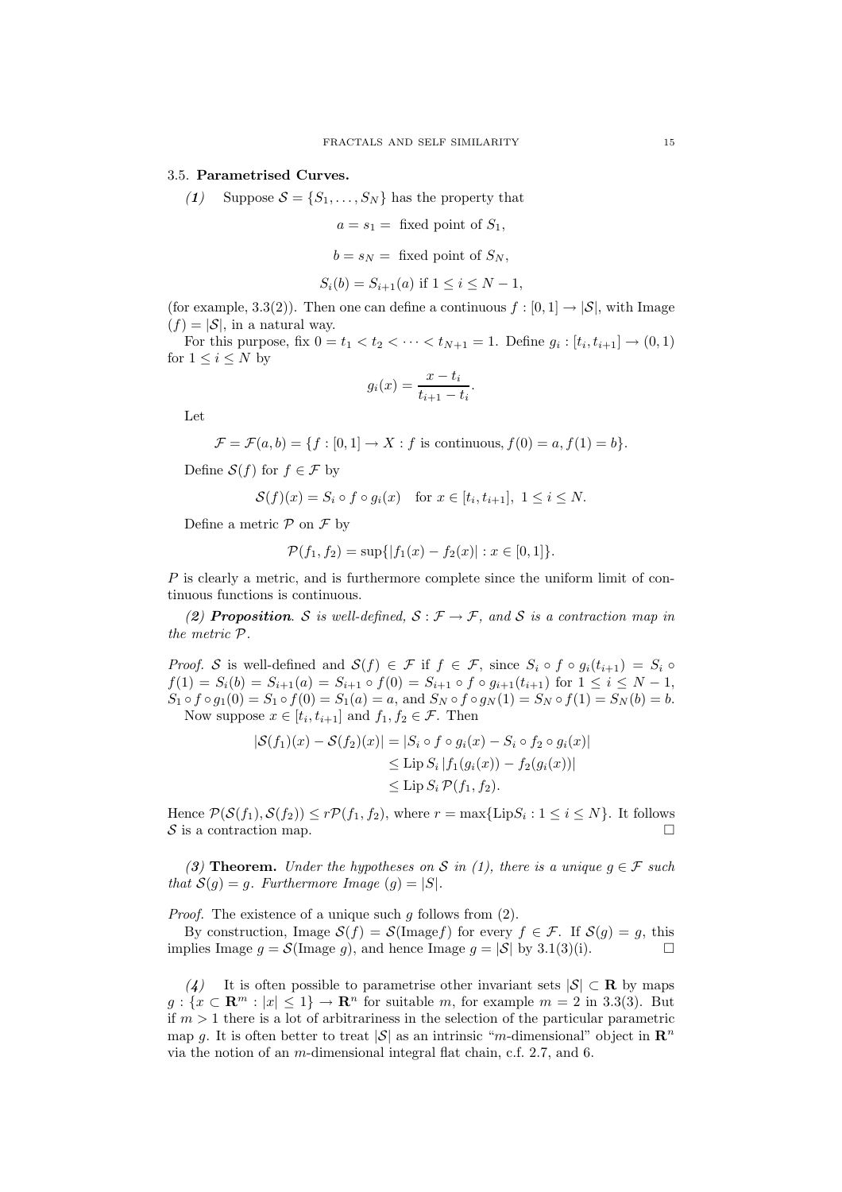### 3.5. **Parametrised Curves.**

***(1)*** Suppose $\mathcal{S} = \{S_1, \dots, S_N\}$ has the property that

$$a = s_1 = \text{ fixed point of } S_1,$$

$$b = s_N = \text{ fixed point of } S_N,$$

$$S_i(b) = S_{i+1}(a) \text{ if } 1 \le i \le N-1,$$

(for example, 3.3(2)). Then one can define a continuous $f : [0,1] \to |\mathcal{S}|$, with Image $(f) = |\mathcal{S}|$, in a natural way.

For this purpose, fix $0 = t_1 < t_2 < \cdots < t_{N+1} = 1$. Define $g_i : [t_i, t_{i+1}] \to (0,1)$ for $1 \le i \le N$ by

$$g_i(x) = \frac{x - t_i}{t_{i+1} - t_i}.$$

Let

$$\mathcal{F} = \mathcal{F}(a,b) = \{f : [0,1] \to X : f \text{ is continuous}, f(0) = a, f(1) = b\}.$$

Define $\mathcal{S}(f)$ for $f \in \mathcal{F}$ by

$$\mathcal{S}(f)(x) = S_i \circ f \circ g_i(x) \quad \text{for } x \in [t_i, t_{i+1}],\ 1 \le i \le N.$$

Define a metric $\mathcal{P}$ on $\mathcal{F}$ by

$$\mathcal{P}(f_1, f_2) = \sup\{|f_1(x) - f_2(x)| : x \in [0,1]\}.$$

$P$ is clearly a metric, and is furthermore complete since the uniform limit of continuous functions is continuous.

***(2) Proposition**. $\mathcal{S}$ is well-defined, $\mathcal{S} : \mathcal{F} \to \mathcal{F}$, and $\mathcal{S}$ is a contraction map in the metric $\mathcal{P}$.*

*Proof.* $\mathcal{S}$ is well-defined and $\mathcal{S}(f) \in \mathcal{F}$ if $f \in \mathcal{F}$, since $S_i \circ f \circ g_i(t_{i+1}) = S_i \circ f(1) = S_i(b) = S_{i+1}(a) = S_{i+1} \circ f(0) = S_{i+1} \circ f \circ g_{i+1}(t_{i+1})$ for $1 \le i \le N-1$, $S_1 \circ f \circ g_1(0) = S_1 \circ f(0) = S_1(a) = a$, and $S_N \circ f \circ g_N(1) = S_N \circ f(1) = S_N(b) = b$.

Now suppose $x \in [t_i, t_{i+1}]$ and $f_1, f_2 \in \mathcal{F}$. Then

$$\begin{aligned}
|\mathcal{S}(f_1)(x) - \mathcal{S}(f_2)(x)| &= |S_i \circ f \circ g_i(x) - S_i \circ f_2 \circ g_i(x)| \\
&\le \operatorname{Lip} S_i\, |f_1(g_i(x)) - f_2(g_i(x))| \\
&\le \operatorname{Lip} S_i\, \mathcal{P}(f_1, f_2).
\end{aligned}$$

Hence $\mathcal{P}(\mathcal{S}(f_1), \mathcal{S}(f_2)) \le r\mathcal{P}(f_1, f_2)$, where $r = \max\{\operatorname{Lip} S_i : 1 \le i \le N\}$. It follows $\mathcal{S}$ is a contraction map. □

***(3)* Theorem.** *Under the hypotheses on $\mathcal{S}$ in (1), there is a unique $g \in \mathcal{F}$ such that $\mathcal{S}(g) = g$. Furthermore Image $(g) = |S|$.*

*Proof.* The existence of a unique such $g$ follows from (2).

By construction, Image $\mathcal{S}(f) = \mathcal{S}(\text{Image} f)$ for every $f \in \mathcal{F}$. If $\mathcal{S}(g) = g$, this implies Image $g = \mathcal{S}(\text{Image } g)$, and hence Image $g = |\mathcal{S}|$ by 3.1(3)(i). □

***(4)*** It is often possible to parametrise other invariant sets $|\mathcal{S}| \subset \mathbf{R}$ by maps $g : \{x \subset \mathbf{R}^m : |x| \le 1\} \to \mathbf{R}^n$ for suitable $m$, for example $m = 2$ in 3.3(3). But if $m > 1$ there is a lot of arbitrariness in the selection of the particular parametric map $g$. It is often better to treat $|\mathcal{S}|$ as an intrinsic "$m$-dimensional" object in $\mathbf{R}^n$ via the notion of an $m$-dimensional integral flat chain, c.f. 2.7, and 6.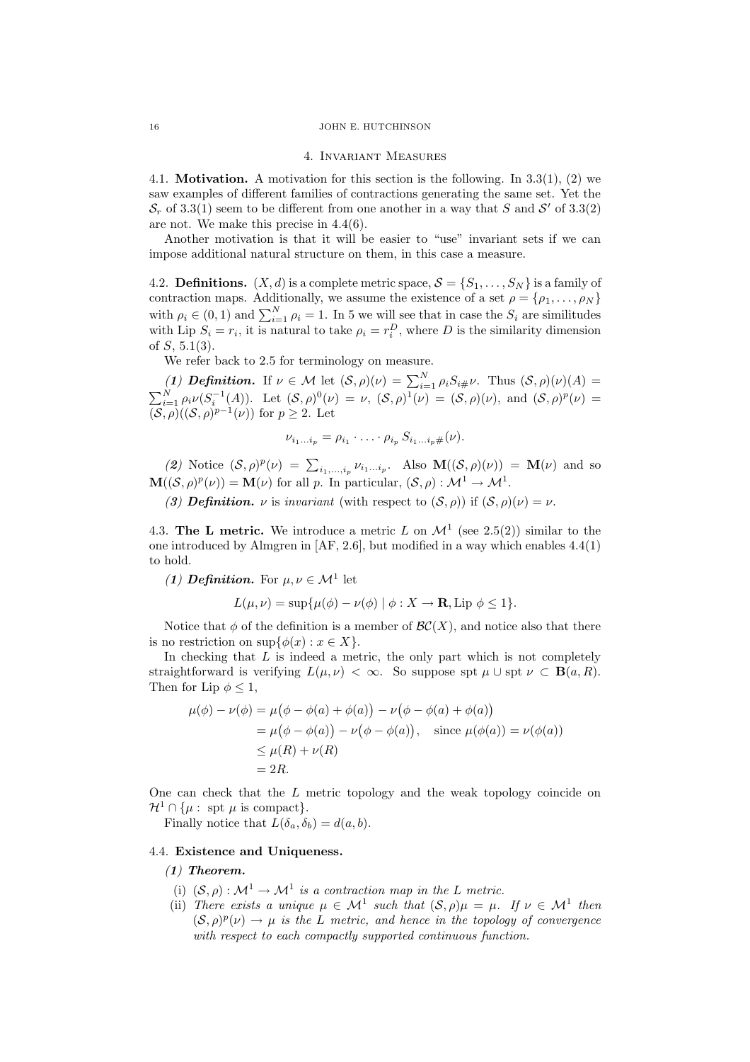## 4. Invariant Measures

4.1. **Motivation.** A motivation for this section is the following. In 3.3(1), (2) we saw examples of different families of contractions generating the same set. Yet the $\mathcal{S}_r$ of 3.3(1) seem to be different from one another in a way that $S$ and $\mathcal{S}'$ of 3.3(2) are not. We make this precise in 4.4(6).

Another motivation is that it will be easier to "use" invariant sets if we can impose additional natural structure on them, in this case a measure.

4.2. **Definitions.** $(X, d)$ is a complete metric space, $\mathcal{S} = \{S_1, \ldots, S_N\}$ is a family of contraction maps. Additionally, we assume the existence of a set $\rho = \{\rho_1, \ldots, \rho_N\}$ with $\rho_i \in (0,1)$ and $\sum_{i=1}^N \rho_i = 1$. In 5 we will see that in case the $S_i$ are similitudes with Lip $S_i = r_i$, it is natural to take $\rho_i = r_i^D$, where $D$ is the similarity dimension of $S$, 5.1(3).

We refer back to 2.5 for terminology on measure.

***(1) Definition.*** If $\nu \in \mathcal{M}$ let $(\mathcal{S}, \rho)(\nu) = \sum_{i=1}^N \rho_i S_{i\#}\nu$. Thus $(\mathcal{S}, \rho)(\nu)(A) = \sum_{i=1}^N \rho_i \nu(S_i^{-1}(A))$. Let $(\mathcal{S}, \rho)^0(\nu) = \nu$, $(\mathcal{S}, \rho)^1(\nu) = (\mathcal{S}, \rho)(\nu)$, and $(\mathcal{S}, \rho)^p(\nu) = (\mathcal{S}, \rho)((\mathcal{S}, \rho)^{p-1}(\nu))$ for $p \geq 2$. Let

$$\nu_{i_1 \ldots i_p} = \rho_{i_1} \cdot \ldots \cdot \rho_{i_p} S_{i_1 \ldots i_p \#}(\nu).$$

***(2)*** Notice $(\mathcal{S}, \rho)^p(\nu) = \sum_{i_1, \ldots, i_p} \nu_{i_1 \ldots i_p}$. Also $\mathbf{M}((\mathcal{S}, \rho)(\nu)) = \mathbf{M}(\nu)$ and so $\mathbf{M}((\mathcal{S}, \rho)^p(\nu)) = \mathbf{M}(\nu)$ for all $p$. In particular, $(\mathcal{S}, \rho) : \mathcal{M}^1 \to \mathcal{M}^1$.

***(3) Definition.*** $\nu$ is *invariant* (with respect to $(\mathcal{S}, \rho)$) if $(\mathcal{S}, \rho)(\nu) = \nu$.

4.3. **The L metric.** We introduce a metric $L$ on $\mathcal{M}^1$ (see 2.5(2)) similar to the one introduced by Almgren in [AF, 2.6], but modified in a way which enables 4.4(1) to hold.

***(1) Definition.*** For $\mu, \nu \in \mathcal{M}^1$ let

$$L(\mu, \nu) = \sup\{\mu(\phi) - \nu(\phi) \mid \phi : X \to \mathbf{R}, \operatorname{Lip} \phi \leq 1\}.$$

Notice that $\phi$ of the definition is a member of $\mathcal{BC}(X)$, and notice also that there is no restriction on $\sup\{\phi(x) : x \in X\}$.

In checking that $L$ is indeed a metric, the only part which is not completely straightforward is verifying $L(\mu, \nu) < \infty$. So suppose $\operatorname{spt} \mu \cup \operatorname{spt} \nu \subset \mathbf{B}(a, R)$. Then for $\operatorname{Lip} \phi \leq 1$,

$$\begin{aligned}
\mu(\phi) - \nu(\phi) &= \mu\big(\phi - \phi(a) + \phi(a)\big) - \nu\big(\phi - \phi(a) + \phi(a)\big) \\
&= \mu\big(\phi - \phi(a)\big) - \nu\big(\phi - \phi(a)\big), \quad \text{since } \mu(\phi(a)) = \nu(\phi(a)) \\
&\leq \mu(R) + \nu(R) \\
&= 2R.
\end{aligned}$$

One can check that the $L$ metric topology and the weak topology coincide on $\mathcal{H}^1 \cap \{\mu : \operatorname{spt} \mu \text{ is compact}\}$.

Finally notice that $L(\delta_a, \delta_b) = d(a, b)$.

4.4. **Existence and Uniqueness.**

***(1) Theorem.***

(i) *$(\mathcal{S}, \rho) : \mathcal{M}^1 \to \mathcal{M}^1$ is a contraction map in the $L$ metric.*

(ii) *There exists a unique $\mu \in \mathcal{M}^1$ such that $(\mathcal{S}, \rho)\mu = \mu$. If $\nu \in \mathcal{M}^1$ then $(\mathcal{S}, \rho)^p(\nu) \to \mu$ is the $L$ metric, and hence in the topology of convergence with respect to each compactly supported continuous function.*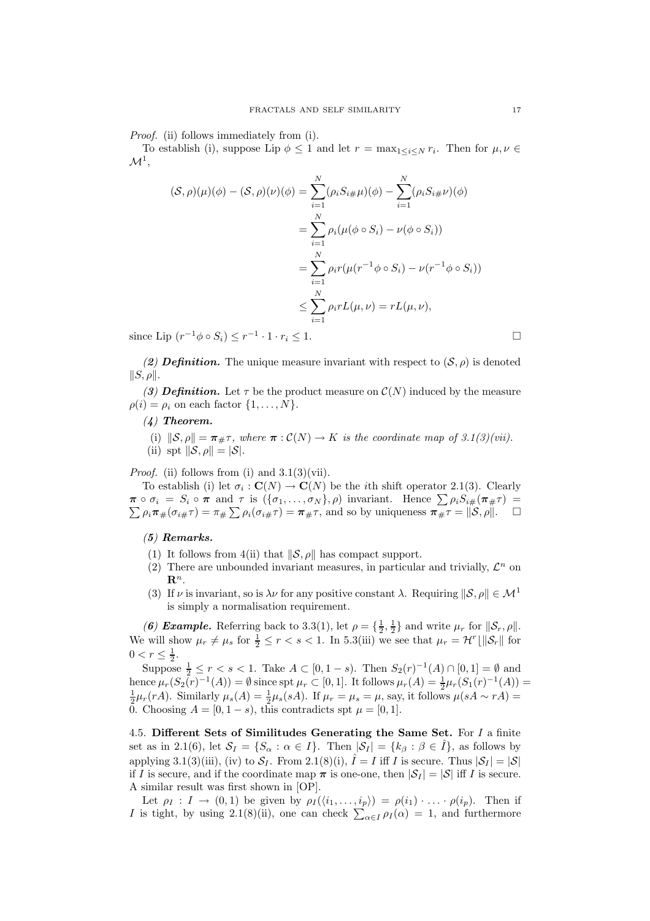*Proof.* (ii) follows immediately from (i).

To establish (i), suppose Lip $\phi \le 1$ and let $r = \max_{1\le i\le N} r_i$. Then for $\mu, \nu \in \mathcal{M}^1$,

$$
\begin{aligned}
(\mathcal{S},\rho)(\mu)(\phi) - (\mathcal{S},\rho)(\nu)(\phi) &= \sum_{i=1}^{N}(\rho_i S_{i\#}\mu)(\phi) - \sum_{i=1}^{N}(\rho_i S_{i\#}\nu)(\phi) \\
&= \sum_{i=1}^{N}\rho_i(\mu(\phi\circ S_i) - \nu(\phi\circ S_i)) \\
&= \sum_{i=1}^{N}\rho_i r(\mu(r^{-1}\phi\circ S_i) - \nu(r^{-1}\phi\circ S_i)) \\
&\le \sum_{i=1}^{N}\rho_i r L(\mu,\nu) = rL(\mu,\nu),
\end{aligned}
$$

since Lip $(r^{-1}\phi\circ S_i) \le r^{-1}\cdot 1\cdot r_i \le 1$. □

***(2) Definition.*** The unique measure invariant with respect to $(\mathcal{S},\rho)$ is denoted $\|S,\rho\|$.

***(3) Definition.*** Let $\tau$ be the product measure on $\mathcal{C}(N)$ induced by the measure $\rho(i) = \rho_i$ on each factor $\{1,\ldots,N\}$.

***(4) Theorem.***

(i) *$\|\mathcal{S},\rho\| = \boldsymbol{\pi}_{\#}\tau$, where $\boldsymbol{\pi} : \mathcal{C}(N) \to K$ is the coordinate map of 3.1(3)(vii).*
(ii) *spt $\|\mathcal{S},\rho\| = |\mathcal{S}|$.*

*Proof.* (ii) follows from (i) and 3.1(3)(vii).

To establish (i) let $\sigma_i : \mathbf{C}(N) \to \mathbf{C}(N)$ be the $i$th shift operator 2.1(3). Clearly $\boldsymbol{\pi}\circ\sigma_i = S_i\circ\boldsymbol{\pi}$ and $\tau$ is $(\{\sigma_1,\ldots,\sigma_N\},\rho)$ invariant. Hence $\sum\rho_i S_{i\#}(\boldsymbol{\pi}_{\#}\tau) = \sum\rho_i\boldsymbol{\pi}_{\#}(\sigma_{i\#}\tau) = \pi_{\#}\sum\rho_i(\sigma_{i\#}\tau) = \boldsymbol{\pi}_{\#}\tau$, and so by uniqueness $\boldsymbol{\pi}_{\#}\tau = \|\mathcal{S},\rho\|$. □

***(5) Remarks.***

(1) It follows from 4(ii) that $\|\mathcal{S},\rho\|$ has compact support.
(2) There are unbounded invariant measures, in particular and trivially, $\mathcal{L}^n$ on $\mathbf{R}^n$.
(3) If $\nu$ is invariant, so is $\lambda\nu$ for any positive constant $\lambda$. Requiring $\|\mathcal{S},\rho\| \in \mathcal{M}^1$ is simply a normalisation requirement.

***(6) Example.*** Referring back to 3.3(1), let $\rho = \{\frac{1}{2},\frac{1}{2}\}$ and write $\mu_r$ for $\|\mathcal{S}_r,\rho\|$. We will show $\mu_r \ne \mu_s$ for $\frac{1}{2} \le r < s < 1$. In 5.3(iii) we see that $\mu_r = \mathcal{H}^r\lfloor\|\mathcal{S}_r\|$ for $0 < r \le \frac{1}{2}$.

Suppose $\frac{1}{2} \le r < s < 1$. Take $A \subset [0, 1-s)$. Then $S_2(r)^{-1}(A)\cap[0,1] = \emptyset$ and hence $\mu_r(S_2(r)^{-1}(A)) = \emptyset$ since spt $\mu_r \subset [0,1]$. It follows $\mu_r(A) = \frac{1}{2}\mu_r(S_1(r)^{-1}(A)) = \frac{1}{2}\mu_r(rA)$. Similarly $\mu_s(A) = \frac{1}{2}\mu_s(sA)$. If $\mu_r = \mu_s = \mu$, say, it follows $\mu(sA \sim rA) = 0$. Choosing $A = [0, 1-s)$, this contradicts spt $\mu = [0,1]$.

**4.5. Different Sets of Similitudes Generating the Same Set.** For $I$ a finite set as in 2.1(6), let $\mathcal{S}_I = \{S_\alpha : \alpha \in I\}$. Then $|\mathcal{S}_I| = \{k_\beta : \beta \in \hat{I}\}$, as follows by applying 3.1(3)(iii), (iv) to $\mathcal{S}_I$. From 2.1(8)(i), $\hat{I} = I$ iff $I$ is secure. Thus $|\mathcal{S}_I| = |\mathcal{S}|$ if $I$ is secure, and if the coordinate map $\boldsymbol{\pi}$ is one-one, then $|\mathcal{S}_I| = |\mathcal{S}|$ iff $I$ is secure. A similar result was first shown in [OP].

Let $\rho_I : I \to (0,1)$ be given by $\rho_I(\langle i_1,\ldots,i_p\rangle) = \rho(i_1)\cdot\ldots\cdot\rho(i_p)$. Then if $I$ is tight, by using 2.1(8)(ii), one can check $\sum_{\alpha\in I}\rho_I(\alpha) = 1$, and furthermore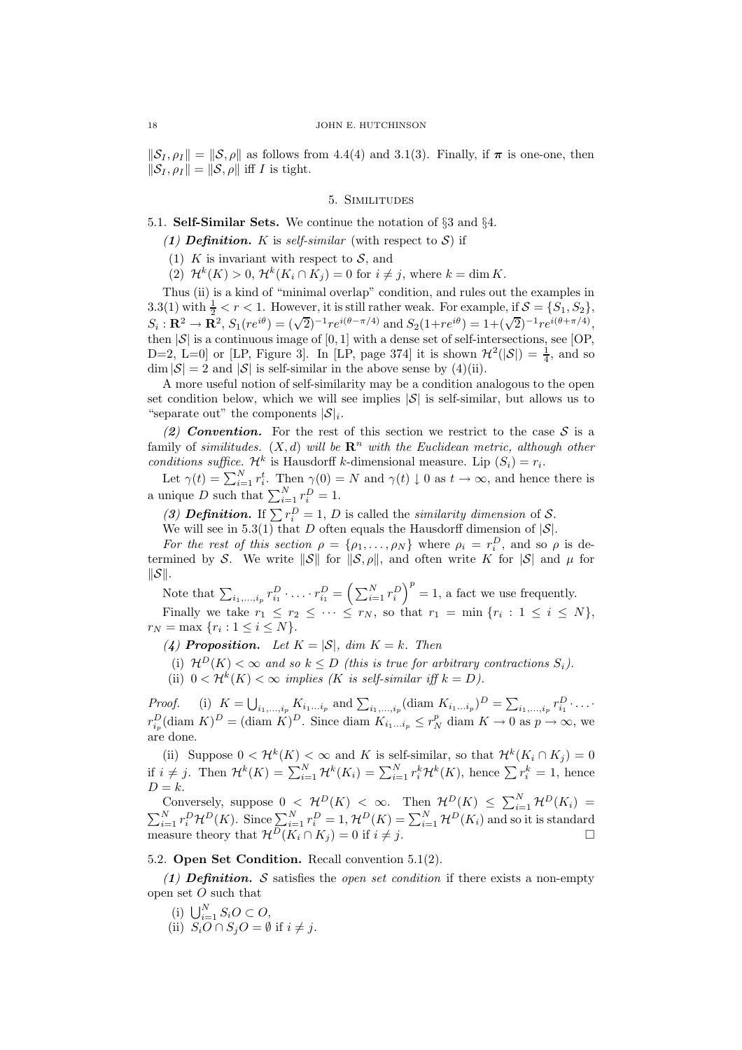$\|\mathcal{S}_I, \rho_I\| = \|\mathcal{S}, \rho\|$ as follows from 4.4(4) and 3.1(3). Finally, if $\boldsymbol{\pi}$ is one-one, then $\|\mathcal{S}_I, \rho_I\| = \|\mathcal{S}, \rho\|$ iff $I$ is tight.

## 5. Similitudes

5.1. **Self-Similar Sets.** We continue the notation of §3 and §4.

***(1) Definition.*** $K$ is *self-similar* (with respect to $\mathcal{S}$) if

(1) $K$ is invariant with respect to $\mathcal{S}$, and

(2) $\mathcal{H}^k(K) > 0$, $\mathcal{H}^k(K_i \cap K_j) = 0$ for $i \neq j$, where $k = \dim K$.

Thus (ii) is a kind of "minimal overlap" condition, and rules out the examples in 3.3(1) with $\frac{1}{2} < r < 1$. However, it is still rather weak. For example, if $\mathcal{S} = \{S_1, S_2\}$, $S_i : \mathbf{R}^2 \to \mathbf{R}^2$, $S_1(re^{i\theta}) = (\sqrt{2})^{-1} re^{i(\theta - \pi/4)}$ and $S_2(1 + re^{i\theta}) = 1 + (\sqrt{2})^{-1} re^{i(\theta + \pi/4)}$, then $|\mathcal{S}|$ is a continuous image of $[0,1]$ with a dense set of self-intersections, see [OP, D=2, L=0] or [LP, Figure 3]. In [LP, page 374] it is shown $\mathcal{H}^2(|\mathcal{S}|) = \frac{1}{4}$, and so $\dim |\mathcal{S}| = 2$ and $|\mathcal{S}|$ is self-similar in the above sense by (4)(ii).

A more useful notion of self-similarity may be a condition analogous to the open set condition below, which we will see implies $|\mathcal{S}|$ is self-similar, but allows us to "separate out" the components $|\mathcal{S}|_i$.

***(2) Convention.*** For the rest of this section we restrict to the case $\mathcal{S}$ is a family of *similitudes*. *$(X, d)$ will be $\mathbf{R}^n$ with the Euclidean metric, although other conditions suffice.* $\mathcal{H}^k$ is Hausdorff $k$-dimensional measure. Lip $(S_i) = r_i$.

Let $\gamma(t) = \sum_{i=1}^N r_i^t$. Then $\gamma(0) = N$ and $\gamma(t) \downarrow 0$ as $t \to \infty$, and hence there is a unique $D$ such that $\sum_{i=1}^N r_i^D = 1$.

***(3) Definition.*** If $\sum r_i^D = 1$, $D$ is called the *similarity dimension* of $\mathcal{S}$.

We will see in 5.3(1) that $D$ often equals the Hausdorff dimension of $|\mathcal{S}|$.

*For the rest of this section* $\rho = \{\rho_1, \ldots, \rho_N\}$ where $\rho_i = r_i^D$, and so $\rho$ is determined by $\mathcal{S}$. We write $\|\mathcal{S}\|$ for $\|\mathcal{S}, \rho\|$, and often write $K$ for $|\mathcal{S}|$ and $\mu$ for $\|\mathcal{S}\|$.

Note that $\sum_{i_1, \ldots, i_p} r_{i_1}^D \cdot \ldots \cdot r_{i_1}^D = \left( \sum_{i=1}^N r_i^D \right)^p = 1$, a fact we use frequently.

Finally we take $r_1 \leq r_2 \leq \cdots \leq r_N$, so that $r_1 = \min\{r_i : 1 \leq i \leq N\}$, $r_N = \max\{r_i : 1 \leq i \leq N\}$.

***(4) Proposition.*** *Let $K = |\mathcal{S}|$, dim $K = k$. Then*

(i) *$\mathcal{H}^D(K) < \infty$ and so $k \leq D$ (this is true for arbitrary contractions $S_i$).*

(ii) *$0 < \mathcal{H}^k(K) < \infty$ implies ($K$ is self-similar iff $k = D$).*

*Proof.* (i) $K = \bigcup_{i_1, \ldots, i_p} K_{i_1 \ldots i_p}$ and $\sum_{i_1, \ldots, i_p} (\text{diam } K_{i_1 \ldots i_p})^D = \sum_{i_1, \ldots, i_p} r_{i_1}^D \cdot \ldots \cdot r_{i_p}^D (\text{diam } K)^D = (\text{diam } K)^D$. Since diam $K_{i_1 \ldots i_p} \leq r_N^p$ diam $K \to 0$ as $p \to \infty$, we are done.

(ii) Suppose $0 < \mathcal{H}^k(K) < \infty$ and $K$ is self-similar, so that $\mathcal{H}^k(K_i \cap K_j) = 0$ if $i \neq j$. Then $\mathcal{H}^k(K) = \sum_{i=1}^N \mathcal{H}^k(K_i) = \sum_{i=1}^N r_i^k \mathcal{H}^k(K)$, hence $\sum r_i^k = 1$, hence $D = k$.

Conversely, suppose $0 < \mathcal{H}^D(K) < \infty$. Then $\mathcal{H}^D(K) \leq \sum_{i=1}^N \mathcal{H}^D(K_i) = \sum_{i=1}^N r_i^D \mathcal{H}^D(K)$. Since $\sum_{i=1}^N r_i^D = 1$, $\mathcal{H}^D(K) = \sum_{i=1}^N \mathcal{H}^D(K_i)$ and so it is standard measure theory that $\mathcal{H}^D(K_i \cap K_j) = 0$ if $i \neq j$. $\square$

5.2. **Open Set Condition.** Recall convention 5.1(2).

***(1) Definition.*** $\mathcal{S}$ satisfies the *open set condition* if there exists a non-empty open set $O$ such that

(i) $\bigcup_{i=1}^N S_i O \subset O$,

(ii) $S_i O \cap S_j O = \emptyset$ if $i \neq j$.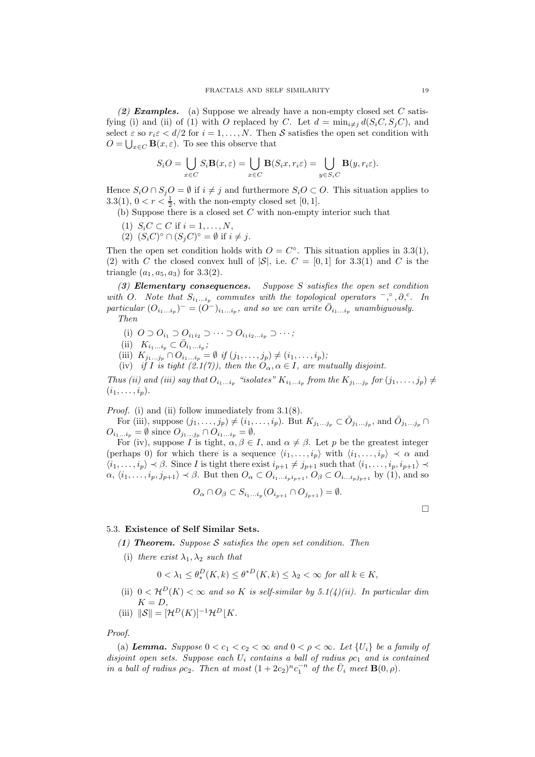*(2)* ***Examples.*** (a) Suppose we already have a non-empty closed set $C$ satisfying (i) and (ii) of (1) with $O$ replaced by $C$. Let $d = \min_{i \neq j} d(S_i C, S_j C)$, and select $\varepsilon$ so $r_i \varepsilon < d/2$ for $i = 1, \dots, N$. Then $\mathcal{S}$ satisfies the open set condition with $O = \bigcup_{x \in C} \mathbf{B}(x, \varepsilon)$. To see this observe that

$$S_i O = \bigcup_{x \in C} S_i \mathbf{B}(x, \varepsilon) = \bigcup_{x \in C} \mathbf{B}(S_i x, r_i \varepsilon) = \bigcup_{y \in S_i C} \mathbf{B}(y, r_i \varepsilon).$$

Hence $S_i O \cap S_j O = \emptyset$ if $i \neq j$ and furthermore $S_i O \subset O$. This situation applies to 3.3(1), $0 < r < \frac{1}{2}$, with the non-empty closed set $[0, 1]$.

(b) Suppose there is a closed set $C$ with non-empty interior such that

1. $S_i C \subset C$ if $i = 1, \dots, N$,
2. $(S_i C)^\circ \cap (S_j C)^\circ = \emptyset$ if $i \neq j$.

Then the open set condition holds with $O = C^\circ$. This situation applies in 3.3(1), (2) with $C$ the closed convex hull of $|\mathcal{S}|$, i.e. $C = [0, 1]$ for 3.3(1) and $C$ is the triangle $(a_1, a_5, a_3)$ for 3.3(2).

*(3)* ***Elementary consequences.*** *Suppose $S$ satisfies the open set condition with $O$. Note that $S_{i_1 \dots i_p}$ commutes with the topological operators ${}^-, {}^\circ, \partial, {}^c$. In particular $(O_{i_1 \dots i_p})^- = (O^-)_{i_1 \dots i_p}$, and so we can write $\bar{O}_{i_1 \dots i_p}$ unambiguously. Then*

(i) *$O \supset O_{i_1} \supset O_{i_1 i_2} \supset \cdots \supset O_{i_1 i_2 \dots i_p} \supset \cdots$;*
(ii) *$K_{i_1 \dots i_p} \subset \bar{O}_{i_1 \dots i_p}$;*
(iii) *$K_{j_1 \dots j_p} \cap O_{i_1 \dots i_p} = \emptyset$ if $(j_1, \dots, j_p) \neq (i_1, \dots, i_p)$;*
(iv) *if $I$ is tight (2.1(7)), then the $O_\alpha, \alpha \in I$, are mutually disjoint.*

*Thus (ii) and (iii) say that $O_{i_1 \dots i_p}$ "isolates" $K_{i_1 \dots i_p}$ from the $K_{j_1 \dots j_p}$ for $(j_1, \dots, j_p) \neq (i_1, \dots, i_p)$.*

*Proof.* (i) and (ii) follow immediately from 3.1(8).

For (iii), suppose $(j_1, \dots, j_p) \neq (i_1, \dots, i_p)$. But $K_{j_1 \dots j_p} \subset \bar{O}_{j_1 \dots j_p}$, and $\bar{O}_{j_1 \dots j_p} \cap O_{i_1 \dots i_p} = \emptyset$ since $O_{j_1 \dots j_p} \cap O_{i_1 \dots i_p} = \emptyset$.

For (iv), suppose $I$ is tight, $\alpha, \beta \in I$, and $\alpha \neq \beta$. Let $p$ be the greatest integer (perhaps 0) for which there is a sequence $\langle i_1, \dots, i_p \rangle$ with $\langle i_1, \dots, i_p \rangle \prec \alpha$ and $\langle i_1, \dots, i_p \rangle \prec \beta$. Since $I$ is tight there exist $i_{p+1} \neq j_{p+1}$ such that $\langle i_1, \dots, i_p, i_{p+1} \rangle \prec \alpha$, $\langle i_1, \dots, i_p, j_{p+1} \rangle \prec \beta$. But then $O_\alpha \subset O_{i_1 \dots i_p i_{p+1}}$, $O_\beta \subset O_{i \dots i_p j_{p+1}}$ by (1), and so

$$O_\alpha \cap O_\beta \subset S_{i_1 \dots i_p}(O_{i_{p+1}} \cap O_{j_{p+1}}) = \emptyset.$$

□

### 5.3. Existence of Self Similar Sets.

*(1)* ***Theorem.*** *Suppose $\mathcal{S}$ satisfies the open set condition. Then*

(i) *there exist $\lambda_1, \lambda_2$ such that*

$$0 < \lambda_1 \leq \theta_*^D(K, k) \leq \theta^{*D}(K, k) \leq \lambda_2 < \infty \text{ for all } k \in K,$$

(ii) *$0 < \mathcal{H}^D(K) < \infty$ and so $K$ is self-similar by 5.1(4)(ii). In particular dim $K = D$,*
(iii) *$\|\mathcal{S}\| = [\mathcal{H}^D(K)]^{-1} \mathcal{H}^D \lfloor K$.*

*Proof.*

(a) ***Lemma.*** *Suppose $0 < c_1 < c_2 < \infty$ and $0 < \rho < \infty$. Let $\{U_i\}$ be a family of disjoint open sets. Suppose each $U_i$ contains a ball of radius $\rho c_1$ and is contained in a ball of radius $\rho c_2$. Then at most $(1 + 2c_2)^n c_1^{-n}$ of the $\bar{U}_i$ meet $\mathbf{B}(0, \rho)$.*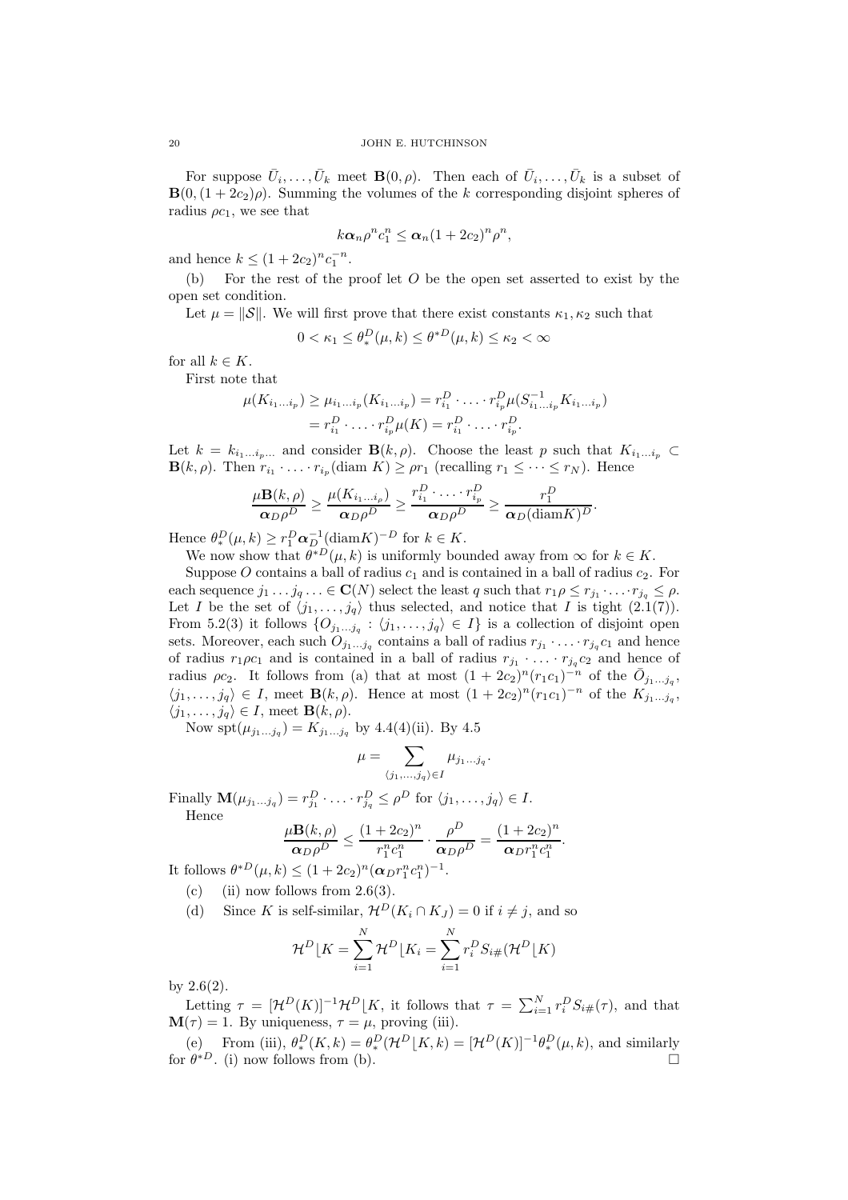For suppose $\bar{U}_i, \ldots, \bar{U}_k$ meet $\mathbf{B}(0, \rho)$. Then each of $\bar{U}_i, \ldots, \bar{U}_k$ is a subset of $\mathbf{B}(0, (1+2c_2)\rho)$. Summing the volumes of the $k$ corresponding disjoint spheres of radius $\rho c_1$, we see that

$$k\boldsymbol{\alpha}_n \rho^n c_1^n \leq \boldsymbol{\alpha}_n (1+2c_2)^n \rho^n,$$

and hence $k \leq (1+2c_2)^n c_1^{-n}$.

(b) For the rest of the proof let $O$ be the open set asserted to exist by the open set condition.

Let $\mu = \|\mathcal{S}\|$. We will first prove that there exist constants $\kappa_1, \kappa_2$ such that

$$0 < \kappa_1 \leq \theta_*^D(\mu, k) \leq \theta^{*D}(\mu, k) \leq \kappa_2 < \infty$$

for all $k \in K$.

First note that

$$\begin{aligned}\mu(K_{i_1 \ldots i_p}) &\geq \mu_{i_1 \ldots i_p}(K_{i_1 \ldots i_p}) = r_{i_1}^D \cdot \ldots \cdot r_{i_p}^D \mu(S_{i_1 \ldots i_p}^{-1} K_{i_1 \ldots i_p}) \\ &= r_{i_1}^D \cdot \ldots \cdot r_{i_p}^D \mu(K) = r_{i_1}^D \cdot \ldots \cdot r_{i_p}^D.\end{aligned}$$

Let $k = k_{i_1 \ldots i_p \ldots}$ and consider $\mathbf{B}(k, \rho)$. Choose the least $p$ such that $K_{i_1 \ldots i_p} \subset \mathbf{B}(k, \rho)$. Then $r_{i_1} \cdot \ldots \cdot r_{i_p}(\operatorname{diam} K) \geq \rho r_1$ (recalling $r_1 \leq \cdots \leq r_N$). Hence

$$\frac{\mu \mathbf{B}(k, \rho)}{\boldsymbol{\alpha}_D \rho^D} \geq \frac{\mu(K_{i_1 \ldots i_\rho})}{\boldsymbol{\alpha}_D \rho^D} \geq \frac{r_{i_1}^D \cdot \ldots \cdot r_{i_p}^D}{\boldsymbol{\alpha}_D \rho^D} \geq \frac{r_1^D}{\boldsymbol{\alpha}_D (\operatorname{diam} K)^D}.$$

Hence $\theta_*^D(\mu, k) \geq r_1^D \boldsymbol{\alpha}_D^{-1} (\operatorname{diam} K)^{-D}$ for $k \in K$.

We now show that $\theta^{*D}(\mu, k)$ is uniformly bounded away from $\infty$ for $k \in K$.

Suppose $O$ contains a ball of radius $c_1$ and is contained in a ball of radius $c_2$. For each sequence $j_1 \ldots j_q \ldots \in \mathbf{C}(N)$ select the least $q$ such that $r_1 \rho \leq r_{j_1} \cdot \ldots \cdot r_{j_q} \leq \rho$. Let $I$ be the set of $\langle j_1, \ldots, j_q \rangle$ thus selected, and notice that $I$ is tight (2.1(7)). From 5.2(3) it follows $\{O_{j_1 \ldots j_q} : \langle j_1, \ldots, j_q \rangle \in I\}$ is a collection of disjoint open sets. Moreover, each such $O_{j_1 \ldots j_q}$ contains a ball of radius $r_{j_1} \cdot \ldots \cdot r_{j_q} c_1$ and hence of radius $r_1 \rho c_1$ and is contained in a ball of radius $r_{j_1} \cdot \ldots \cdot r_{j_q} c_2$ and hence of radius $\rho c_2$. It follows from (a) that at most $(1+2c_2)^n (r_1 c_1)^{-n}$ of the $\bar{O}_{j_1 \ldots j_q}$, $\langle j_1, \ldots, j_q \rangle \in I$, meet $\mathbf{B}(k, \rho)$. Hence at most $(1+2c_2)^n (r_1 c_1)^{-n}$ of the $K_{j_1 \ldots j_q}$, $\langle j_1, \ldots, j_q \rangle \in I$, meet $\mathbf{B}(k, \rho)$.

Now $\operatorname{spt}(\mu_{j_1 \ldots j_q}) = K_{j_1 \ldots j_q}$ by 4.4(4)(ii). By 4.5

$$\mu = \sum_{\langle j_1, \ldots, j_q \rangle \in I} \mu_{j_1 \ldots j_q}.$$

Finally $\mathbf{M}(\mu_{j_1 \ldots j_q}) = r_{j_1}^D \cdot \ldots \cdot r_{j_q}^D \leq \rho^D$ for $\langle j_1, \ldots, j_q \rangle \in I$.

Hence

$$\frac{\mu \mathbf{B}(k, \rho)}{\boldsymbol{\alpha}_D \rho^D} \leq \frac{(1+2c_2)^n}{r_1^n c_1^n} \cdot \frac{\rho^D}{\boldsymbol{\alpha}_D \rho^D} = \frac{(1+2c_2)^n}{\boldsymbol{\alpha}_D r_1^n c_1^n}.$$

It follows $\theta^{*D}(\mu, k) \leq (1+2c_2)^n (\boldsymbol{\alpha}_D r_1^n c_1^n)^{-1}$.

(c) (ii) now follows from 2.6(3).

(d) Since $K$ is self-similar, $\mathcal{H}^D(K_i \cap K_J) = 0$ if $i \neq j$, and so

$$\mathcal{H}^D \lfloor K = \sum_{i=1}^N \mathcal{H}^D \lfloor K_i = \sum_{i=1}^N r_i^D S_{i\#}(\mathcal{H}^D \lfloor K)$$

by 2.6(2).

Letting $\tau = [\mathcal{H}^D(K)]^{-1} \mathcal{H}^D \lfloor K$, it follows that $\tau = \sum_{i=1}^N r_i^D S_{i\#}(\tau)$, and that $\mathbf{M}(\tau) = 1$. By uniqueness, $\tau = \mu$, proving (iii).

(e) From (iii), $\theta_*^D(K, k) = \theta_*^D(\mathcal{H}^D \lfloor K, k) = [\mathcal{H}^D(K)]^{-1} \theta_*^D(\mu, k)$, and similarly for $\theta^{*D}$. (i) now follows from (b). $\square$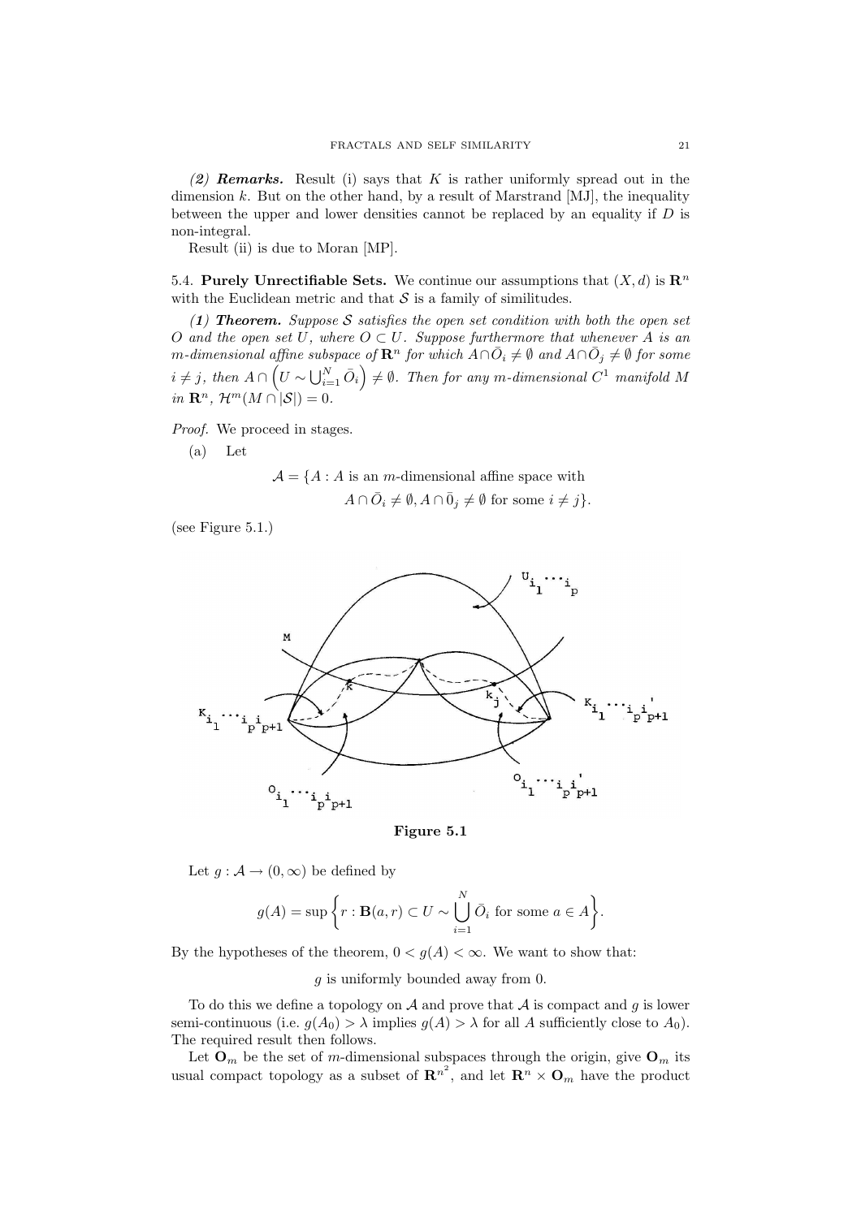***(2) Remarks.*** Result (i) says that $K$ is rather uniformly spread out in the dimension $k$. But on the other hand, by a result of Marstrand [MJ], the inequality between the upper and lower densities cannot be replaced by an equality if $D$ is non-integral.

Result (ii) is due to Moran [MP].

5.4. **Purely Unrectifiable Sets.** We continue our assumptions that $(X, d)$ is $\mathbf{R}^n$ with the Euclidean metric and that $\mathcal{S}$ is a family of similitudes.

***(1) Theorem.*** *Suppose $\mathcal{S}$ satisfies the open set condition with both the open set $O$ and the open set $U$, where $O \subset U$. Suppose furthermore that whenever $A$ is an $m$-dimensional affine subspace of $\mathbf{R}^n$ for which $A \cap \bar{O}_i \neq \emptyset$ and $A \cap \bar{O}_j \neq \emptyset$ for some $i \neq j$, then $A \cap \left(U \sim \bigcup_{i=1}^N \bar{O}_i\right) \neq \emptyset$. Then for any $m$-dimensional $C^1$ manifold $M$ in $\mathbf{R}^n$, $\mathcal{H}^m(M \cap |\mathcal{S}|) = 0$.*

*Proof.* We proceed in stages.

(a) Let

$$\mathcal{A} = \{A : A \text{ is an } m\text{-dimensional affine space with } A \cap \bar{O}_i \neq \emptyset, A \cap \bar{0}_j \neq \emptyset \text{ for some } i \neq j\}.$$

(see Figure 5.1.)

**Figure 5.1**

Let $g : \mathcal{A} \to (0, \infty)$ be defined by

$$g(A) = \sup\left\{r : \mathbf{B}(a, r) \subset U \sim \bigcup_{i=1}^N \bar{O}_i \text{ for some } a \in A\right\}.$$

By the hypotheses of the theorem, $0 < g(A) < \infty$. We want to show that:

$g$ is uniformly bounded away from 0.

To do this we define a topology on $\mathcal{A}$ and prove that $\mathcal{A}$ is compact and $g$ is lower semi-continuous (i.e. $g(A_0) > \lambda$ implies $g(A) > \lambda$ for all $A$ sufficiently close to $A_0$). The required result then follows.

Let $\mathbf{O}_m$ be the set of $m$-dimensional subspaces through the origin, give $\mathbf{O}_m$ its usual compact topology as a subset of $\mathbf{R}^{n^2}$, and let $\mathbf{R}^n \times \mathbf{O}_m$ have the product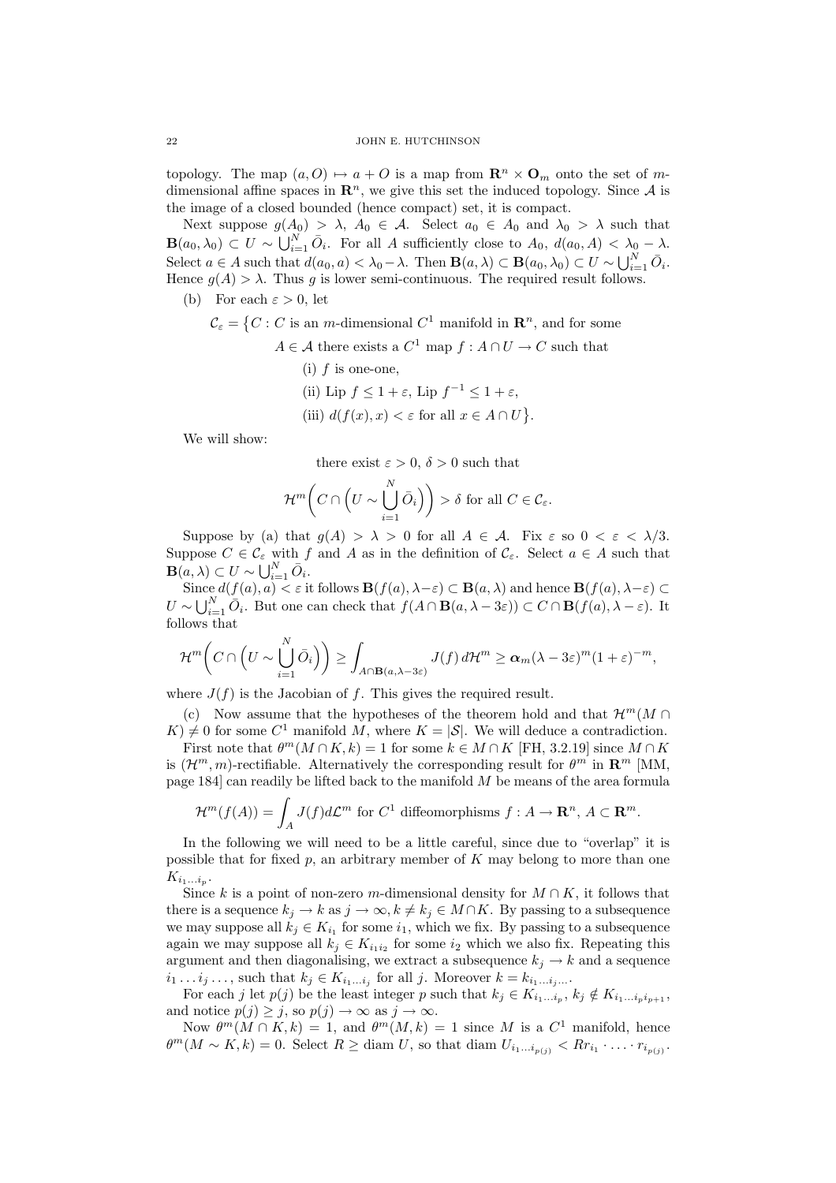topology. The map $(a, O) \mapsto a + O$ is a map from $\mathbf{R}^n \times \mathbf{O}_m$ onto the set of $m$-dimensional affine spaces in $\mathbf{R}^n$, we give this set the induced topology. Since $\mathcal{A}$ is the image of a closed bounded (hence compact) set, it is compact.

Next suppose $g(A_0) > \lambda$, $A_0 \in \mathcal{A}$. Select $a_0 \in A_0$ and $\lambda_0 > \lambda$ such that $\mathbf{B}(a_0, \lambda_0) \subset U \sim \bigcup_{i=1}^N \bar{O}_i$. For all $A$ sufficiently close to $A_0$, $d(a_0, A) < \lambda_0 - \lambda$. Select $a \in A$ such that $d(a_0, a) < \lambda_0 - \lambda$. Then $\mathbf{B}(a, \lambda) \subset \mathbf{B}(a_0, \lambda_0) \subset U \sim \bigcup_{i=1}^N \bar{O}_i$. Hence $g(A) > \lambda$. Thus $g$ is lower semi-continuous. The required result follows.

(b) For each $\varepsilon > 0$, let

$$
\begin{aligned}
\mathcal{C}_\varepsilon = \big\{ C : {} & C \text{ is an } m\text{-dimensional } C^1 \text{ manifold in } \mathbf{R}^n, \text{ and for some} \\
& A \in \mathcal{A} \text{ there exists a } C^1 \text{ map } f : A \cap U \to C \text{ such that} \\
& \quad \text{(i) } f \text{ is one-one,} \\
& \quad \text{(ii) } \operatorname{Lip} f \le 1 + \varepsilon,\ \operatorname{Lip} f^{-1} \le 1 + \varepsilon, \\
& \quad \text{(iii) } d(f(x), x) < \varepsilon \text{ for all } x \in A \cap U \big\}.
\end{aligned}
$$

We will show:

$$
\text{there exist } \varepsilon > 0,\ \delta > 0 \text{ such that}
$$

$$
\mathcal{H}^m\Big( C \cap \Big( U \sim \bigcup_{i=1}^N \bar{O}_i \Big) \Big) > \delta \text{ for all } C \in \mathcal{C}_\varepsilon.
$$

Suppose by (a) that $g(A) > \lambda > 0$ for all $A \in \mathcal{A}$. Fix $\varepsilon$ so $0 < \varepsilon < \lambda/3$. Suppose $C \in \mathcal{C}_\varepsilon$ with $f$ and $A$ as in the definition of $\mathcal{C}_\varepsilon$. Select $a \in A$ such that $\mathbf{B}(a, \lambda) \subset U \sim \bigcup_{i=1}^N \bar{O}_i$.

Since $d(f(a), a) < \varepsilon$ it follows $\mathbf{B}(f(a), \lambda - \varepsilon) \subset \mathbf{B}(a, \lambda)$ and hence $\mathbf{B}(f(a), \lambda - \varepsilon) \subset U \sim \bigcup_{i=1}^N \bar{O}_i$. But one can check that $f(A \cap \mathbf{B}(a, \lambda - 3\varepsilon)) \subset C \cap \mathbf{B}(f(a), \lambda - \varepsilon)$. It follows that

$$
\mathcal{H}^m\Big( C \cap \Big( U \sim \bigcup_{i=1}^N \bar{O}_i \Big) \Big) \ge \int_{A \cap \mathbf{B}(a, \lambda - 3\varepsilon)} J(f)\, d\mathcal{H}^m \ge \boldsymbol{\alpha}_m (\lambda - 3\varepsilon)^m (1 + \varepsilon)^{-m},
$$

where $J(f)$ is the Jacobian of $f$. This gives the required result.

(c) Now assume that the hypotheses of the theorem hold and that $\mathcal{H}^m(M \cap K) \neq 0$ for some $C^1$ manifold $M$, where $K = |\mathcal{S}|$. We will deduce a contradiction.

First note that $\theta^m(M \cap K, k) = 1$ for some $k \in M \cap K$ [FH, 3.2.19] since $M \cap K$ is $(\mathcal{H}^m, m)$-rectifiable. Alternatively the corresponding result for $\theta^m$ in $\mathbf{R}^m$ [MM, page 184] can readily be lifted back to the manifold $M$ be means of the area formula

$$
\mathcal{H}^m(f(A)) = \int_A J(f) d\mathcal{L}^m \text{ for } C^1 \text{ diffeomorphisms } f : A \to \mathbf{R}^n,\ A \subset \mathbf{R}^m.
$$

In the following we will need to be a little careful, since due to "overlap" it is possible that for fixed $p$, an arbitrary member of $K$ may belong to more than one $K_{i_1 \dots i_p}$.

Since $k$ is a point of non-zero $m$-dimensional density for $M \cap K$, it follows that there is a sequence $k_j \to k$ as $j \to \infty$, $k \neq k_j \in M \cap K$. By passing to a subsequence we may suppose all $k_j \in K_{i_1}$ for some $i_1$, which we fix. By passing to a subsequence again we may suppose all $k_j \in K_{i_1 i_2}$ for some $i_2$ which we also fix. Repeating this argument and then diagonalising, we extract a subsequence $k_j \to k$ and a sequence $i_1 \dots i_j \dots$, such that $k_j \in K_{i_1 \dots i_j}$ for all $j$. Moreover $k = k_{i_1 \dots i_j \dots}$.

For each $j$ let $p(j)$ be the least integer $p$ such that $k_j \in K_{i_1 \dots i_p}$, $k_j \notin K_{i_1 \dots i_p i_{p+1}}$, and notice $p(j) \ge j$, so $p(j) \to \infty$ as $j \to \infty$.

Now $\theta^m(M \cap K, k) = 1$, and $\theta^m(M, k) = 1$ since $M$ is a $C^1$ manifold, hence $\theta^m(M \sim K, k) = 0$. Select $R \ge \operatorname{diam} U$, so that $\operatorname{diam} U_{i_1 \dots i_{p(j)}} < R r_{i_1} \cdot \dots \cdot r_{i_{p(j)}}$.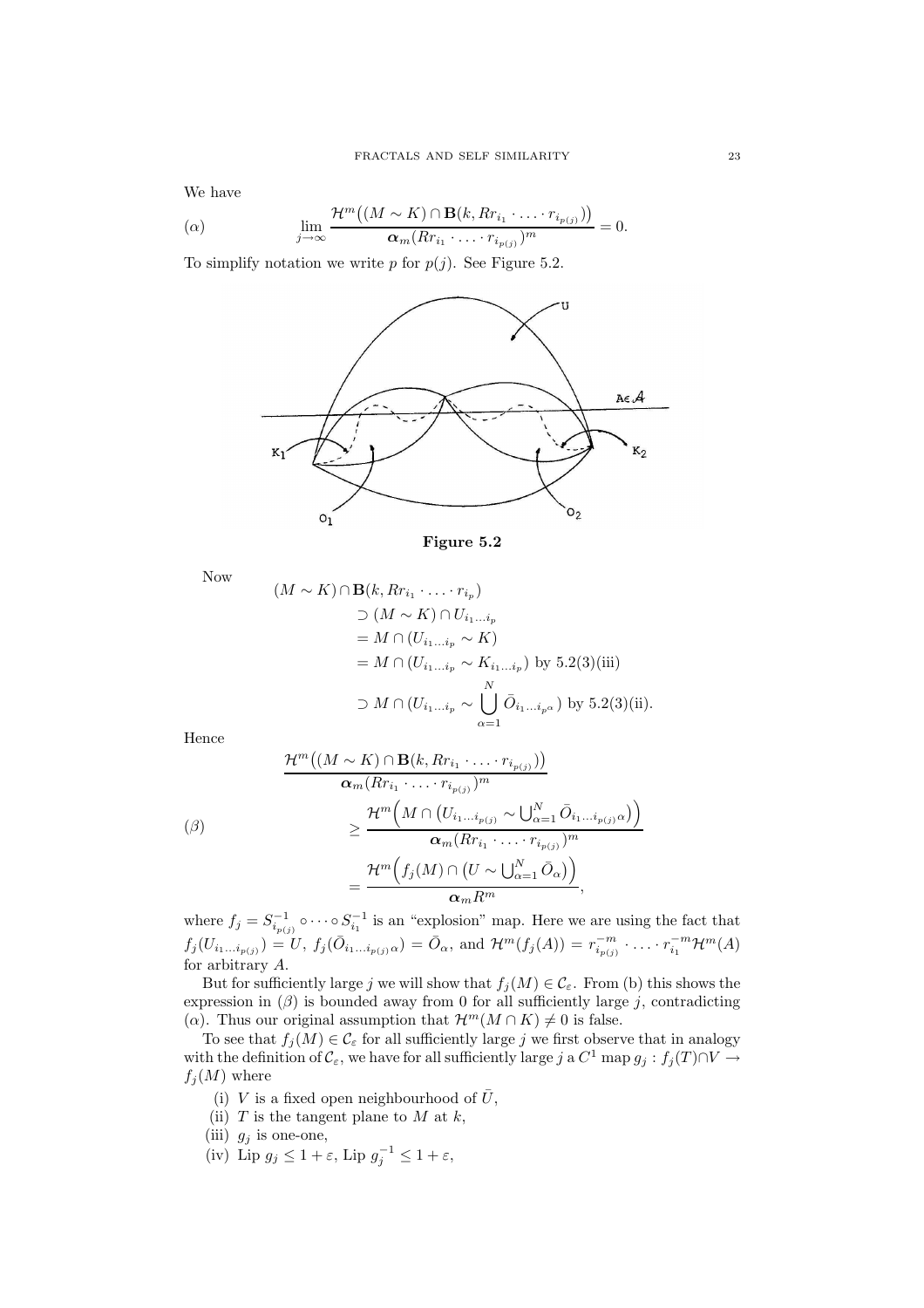We have

$$(\alpha) \qquad \lim_{j\to\infty} \frac{\mathcal{H}^m\big((M \sim K) \cap \mathbf{B}(k, Rr_{i_1} \cdot \ldots \cdot r_{i_{p(j)}})\big)}{\boldsymbol{\alpha}_m (Rr_{i_1} \cdot \ldots \cdot r_{i_{p(j)}})^m} = 0.$$

To simplify notation we write $p$ for $p(j)$. See Figure 5.2.

**Figure 5.2**

Now

$$\begin{aligned}
(M \sim K) \cap \mathbf{B}(k, Rr_{i_1} \cdot \ldots \cdot r_{i_p})& \\
&\supset (M \sim K) \cap U_{i_1 \ldots i_p} \\
&= M \cap (U_{i_1 \ldots i_p} \sim K) \\
&= M \cap (U_{i_1 \ldots i_p} \sim K_{i_1 \ldots i_p}) \text{ by 5.2(3)(iii)} \\
&\supset M \cap (U_{i_1 \ldots i_p} \sim \bigcup_{\alpha=1}^{N} \bar{O}_{i_1 \ldots i_p \alpha}) \text{ by 5.2(3)(ii).}
\end{aligned}$$

Hence

$$(\beta) \qquad \begin{aligned}
&\frac{\mathcal{H}^m\big((M \sim K) \cap \mathbf{B}(k, Rr_{i_1} \cdot \ldots \cdot r_{i_{p(j)}})\big)}{\boldsymbol{\alpha}_m (Rr_{i_1} \cdot \ldots \cdot r_{i_{p(j)}})^m} \\
&\qquad \geq \frac{\mathcal{H}^m\Big(M \cap \big(U_{i_1 \ldots i_{p(j)}} \sim \bigcup_{\alpha=1}^{N} \bar{O}_{i_1 \ldots i_{p(j)} \alpha}\big)\Big)}{\boldsymbol{\alpha}_m (Rr_{i_1} \cdot \ldots \cdot r_{i_{p(j)}})^m} \\
&\qquad = \frac{\mathcal{H}^m\Big(f_j(M) \cap \big(U \sim \bigcup_{\alpha=1}^{N} \bar{O}_\alpha\big)\Big)}{\boldsymbol{\alpha}_m R^m},
\end{aligned}$$

where $f_j = S^{-1}_{i_{p(j)}} \circ \cdots \circ S^{-1}_{i_1}$ is an "explosion" map. Here we are using the fact that $f_j(U_{i_1 \ldots i_{p(j)}}) = U$, $f_j(\bar{O}_{i_1 \ldots i_{p(j)} \alpha}) = \bar{O}_\alpha$, and $\mathcal{H}^m(f_j(A)) = r^{-m}_{i_{p(j)}} \cdot \ldots \cdot r^{-m}_{i_1} \mathcal{H}^m(A)$ for arbitrary $A$.

But for sufficiently large $j$ we will show that $f_j(M) \in \mathcal{C}_\varepsilon$. From (b) this shows the expression in $(\beta)$ is bounded away from 0 for all sufficiently large $j$, contradicting $(\alpha)$. Thus our original assumption that $\mathcal{H}^m(M \cap K) \neq 0$ is false.

To see that $f_j(M) \in \mathcal{C}_\varepsilon$ for all sufficiently large $j$ we first observe that in analogy with the definition of $\mathcal{C}_\varepsilon$, we have for all sufficiently large $j$ a $C^1$ map $g_j : f_j(T) \cap V \to f_j(M)$ where

(i) $V$ is a fixed open neighbourhood of $\bar{U}$,
(ii) $T$ is the tangent plane to $M$ at $k$,
(iii) $g_j$ is one-one,
(iv) Lip $g_j \leq 1 + \varepsilon$, Lip $g_j^{-1} \leq 1 + \varepsilon$,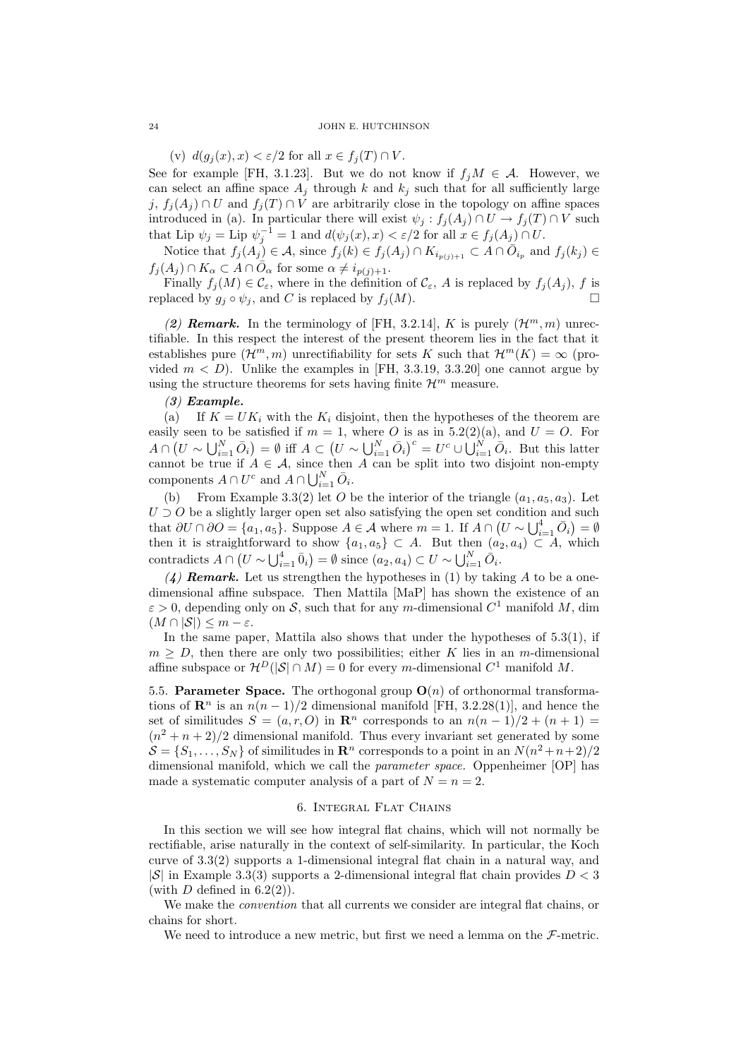(v) $d(g_j(x), x) < \varepsilon/2$ for all $x \in f_j(T) \cap V$.

See for example [FH, 3.1.23]. But we do not know if $f_j M \in \mathcal{A}$. However, we can select an affine space $A_j$ through $k$ and $k_j$ such that for all sufficiently large $j$, $f_j(A_j) \cap U$ and $f_j(T) \cap V$ are arbitrarily close in the topology on affine spaces introduced in (a). In particular there will exist $\psi_j : f_j(A_j) \cap U \to f_j(T) \cap V$ such that Lip $\psi_j =$ Lip $\psi_j^{-1} = 1$ and $d(\psi_j(x), x) < \varepsilon/2$ for all $x \in f_j(A_j) \cap U$.

Notice that $f_j(A_j) \in \mathcal{A}$, since $f_j(k) \in f_j(A_j) \cap K_{i_{p(j)+1}} \subset A \cap \bar{O}_{i_p}$ and $f_j(k_j) \in f_j(A_j) \cap K_\alpha \subset A \cap \bar{O}_\alpha$ for some $\alpha \neq i_{p(j)+1}$.

Finally $f_j(M) \in \mathcal{C}_\varepsilon$, where in the definition of $\mathcal{C}_\varepsilon$, $A$ is replaced by $f_j(A_j)$, $f$ is replaced by $g_j \circ \psi_j$, and $C$ is replaced by $f_j(M)$. □

***(2) Remark.*** In the terminology of [FH, 3.2.14], $K$ is purely $(\mathcal{H}^m, m)$ unrectifiable. In this respect the interest of the present theorem lies in the fact that it establishes pure $(\mathcal{H}^m, m)$ unrectifiability for sets $K$ such that $\mathcal{H}^m(K) = \infty$ (provided $m < D$). Unlike the examples in [FH, 3.3.19, 3.3.20] one cannot argue by using the structure theorems for sets having finite $\mathcal{H}^m$ measure.

***(3) Example.***

(a) If $K = UK_i$ with the $K_i$ disjoint, then the hypotheses of the theorem are easily seen to be satisfied if $m = 1$, where $O$ is as in 5.2(2)(a), and $U = O$. For $A \cap \big(U \sim \bigcup_{i=1}^N \bar{O}_i\big) = \emptyset$ iff $A \subset \big(U \sim \bigcup_{i=1}^N \bar{O}_i\big)^c = U^c \cup \bigcup_{i=1}^N \bar{O}_i$. But this latter cannot be true if $A \in \mathcal{A}$, since then $A$ can be split into two disjoint non-empty components $A \cap U^c$ and $A \cap \bigcup_{i=1}^N \bar{O}_i$.

(b) From Example 3.3(2) let $O$ be the interior of the triangle $(a_1, a_5, a_3)$. Let $U \supset O$ be a slightly larger open set also satisfying the open set condition and such that $\partial U \cap \partial O = \{a_1, a_5\}$. Suppose $A \in \mathcal{A}$ where $m = 1$. If $A \cap \big(U \sim \bigcup_{i=1}^4 \bar{O}_i\big) = \emptyset$ then it is straightforward to show $\{a_1, a_5\} \subset A$. But then $(a_2, a_4) \subset A$, which contradicts $A \cap \big(U \sim \bigcup_{i=1}^4 \bar{0}_i\big) = \emptyset$ since $(a_2, a_4) \subset U \sim \bigcup_{i=1}^N \bar{O}_i$.

***(4) Remark.*** Let us strengthen the hypotheses in (1) by taking $A$ to be a one-dimensional affine subspace. Then Mattila [MaP] has shown the existence of an $\varepsilon > 0$, depending only on $\mathcal{S}$, such that for any $m$-dimensional $C^1$ manifold $M$, dim $(M \cap |\mathcal{S}|) \leq m - \varepsilon$.

In the same paper, Mattila also shows that under the hypotheses of 5.3(1), if $m \geq D$, then there are only two possibilities; either $K$ lies in an $m$-dimensional affine subspace or $\mathcal{H}^D(|\mathcal{S}| \cap M) = 0$ for every $m$-dimensional $C^1$ manifold $M$.

5.5. **Parameter Space.** The orthogonal group $\mathbf{O}(n)$ of orthonormal transformations of $\mathbf{R}^n$ is an $n(n-1)/2$ dimensional manifold [FH, 3.2.28(1)], and hence the set of similitudes $S = (a, r, O)$ in $\mathbf{R}^n$ corresponds to an $n(n-1)/2 + (n+1) = (n^2 + n + 2)/2$ dimensional manifold. Thus every invariant set generated by some $\mathcal{S} = \{S_1, \ldots, S_N\}$ of similitudes in $\mathbf{R}^n$ corresponds to a point in an $N(n^2+n+2)/2$ dimensional manifold, which we call the *parameter space*. Oppenheimer [OP] has made a systematic computer analysis of a part of $N = n = 2$.

## 6. Integral Flat Chains

In this section we will see how integral flat chains, which will not normally be rectifiable, arise naturally in the context of self-similarity. In particular, the Koch curve of 3.3(2) supports a 1-dimensional integral flat chain in a natural way, and $|\mathcal{S}|$ in Example 3.3(3) supports a 2-dimensional integral flat chain provides $D < 3$ (with $D$ defined in 6.2(2)).

We make the *convention* that all currents we consider are integral flat chains, or chains for short.

We need to introduce a new metric, but first we need a lemma on the $\mathcal{F}$-metric.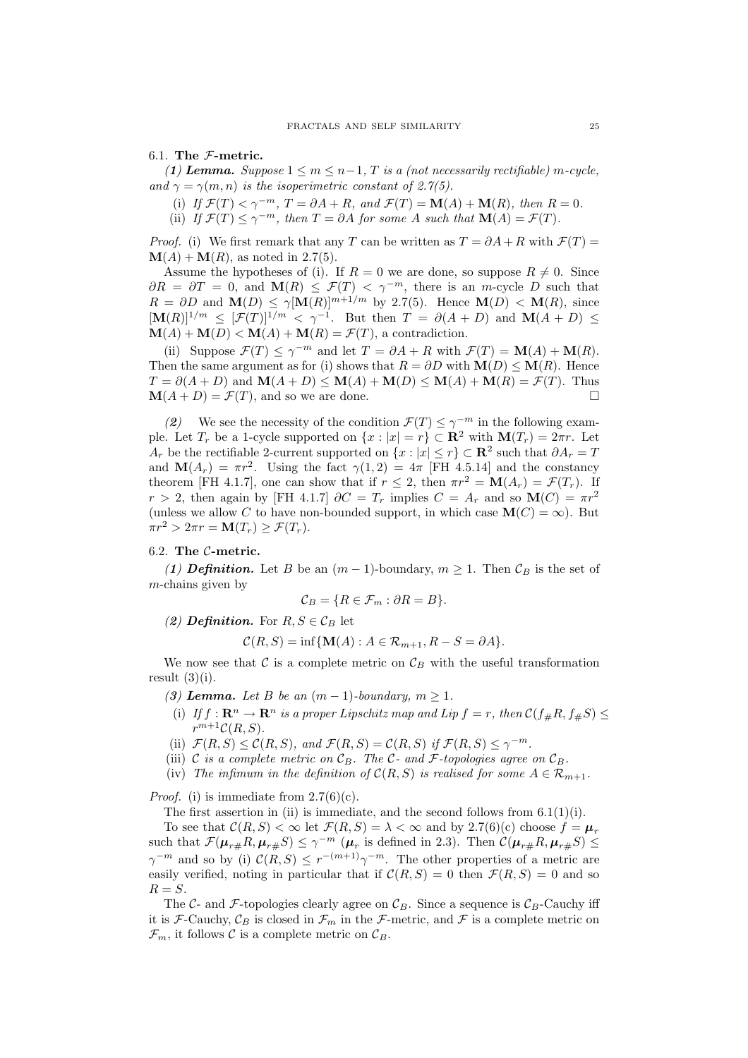### 6.1. The $\mathcal{F}$-metric.

***(1) Lemma.*** *Suppose $1 \le m \le n-1$, $T$ is a (not necessarily rectifiable) $m$-cycle, and $\gamma = \gamma(m,n)$ is the isoperimetric constant of 2.7(5).*

- (i) *If $\mathcal{F}(T) < \gamma^{-m}$, $T = \partial A + R$, and $\mathcal{F}(T) = \mathbf{M}(A) + \mathbf{M}(R)$, then $R = 0$.*
- (ii) *If $\mathcal{F}(T) \le \gamma^{-m}$, then $T = \partial A$ for some $A$ such that $\mathbf{M}(A) = \mathcal{F}(T)$.*

*Proof.* (i) We first remark that any $T$ can be written as $T = \partial A + R$ with $\mathcal{F}(T) = \mathbf{M}(A) + \mathbf{M}(R)$, as noted in 2.7(5).

Assume the hypotheses of (i). If $R = 0$ we are done, so suppose $R \neq 0$. Since $\partial R = \partial T = 0$, and $\mathbf{M}(R) \le \mathcal{F}(T) < \gamma^{-m}$, there is an $m$-cycle $D$ such that $R = \partial D$ and $\mathbf{M}(D) \le \gamma [\mathbf{M}(R)]^{m+1/m}$ by 2.7(5). Hence $\mathbf{M}(D) < \mathbf{M}(R)$, since $[\mathbf{M}(R)]^{1/m} \le [\mathcal{F}(T)]^{1/m} < \gamma^{-1}$. But then $T = \partial(A + D)$ and $\mathbf{M}(A + D) \le \mathbf{M}(A) + \mathbf{M}(D) < \mathbf{M}(A) + \mathbf{M}(R) = \mathcal{F}(T)$, a contradiction.

(ii) Suppose $\mathcal{F}(T) \le \gamma^{-m}$ and let $T = \partial A + R$ with $\mathcal{F}(T) = \mathbf{M}(A) + \mathbf{M}(R)$. Then the same argument as for (i) shows that $R = \partial D$ with $\mathbf{M}(D) \le \mathbf{M}(R)$. Hence $T = \partial(A + D)$ and $\mathbf{M}(A + D) \le \mathbf{M}(A) + \mathbf{M}(D) \le \mathbf{M}(A) + \mathbf{M}(R) = \mathcal{F}(T)$. Thus $\mathbf{M}(A + D) = \mathcal{F}(T)$, and so we are done. □

***(2)*** We see the necessity of the condition $\mathcal{F}(T) \le \gamma^{-m}$ in the following example. Let $T_r$ be a 1-cycle supported on $\{x : |x| = r\} \subset \mathbf{R}^2$ with $\mathbf{M}(T_r) = 2\pi r$. Let $A_r$ be the rectifiable 2-current supported on $\{x : |x| \le r\} \subset \mathbf{R}^2$ such that $\partial A_r = T$ and $\mathbf{M}(A_r) = \pi r^2$. Using the fact $\gamma(1,2) = 4\pi$ [FH 4.5.14] and the constancy theorem [FH 4.1.7], one can show that if $r \le 2$, then $\pi r^2 = \mathbf{M}(A_r) = \mathcal{F}(T_r)$. If $r > 2$, then again by [FH 4.1.7] $\partial C = T_r$ implies $C = A_r$ and so $\mathbf{M}(C) = \pi r^2$ (unless we allow $C$ to have non-bounded support, in which case $\mathbf{M}(C) = \infty$). But $\pi r^2 > 2\pi r = \mathbf{M}(T_r) \ge \mathcal{F}(T_r)$.

### 6.2. The $\mathcal{C}$-metric.

***(1) Definition.*** Let $B$ be an $(m-1)$-boundary, $m \ge 1$. Then $\mathcal{C}_B$ is the set of $m$-chains given by

$$\mathcal{C}_B = \{R \in \mathcal{F}_m : \partial R = B\}.$$

***(2) Definition.*** For $R, S \in \mathcal{C}_B$ let

$$\mathcal{C}(R,S) = \inf\{\mathbf{M}(A) : A \in \mathcal{R}_{m+1}, R - S = \partial A\}.$$

We now see that $\mathcal{C}$ is a complete metric on $\mathcal{C}_B$ with the useful transformation result (3)(i).

***(3) Lemma.*** *Let $B$ be an $(m-1)$-boundary, $m \ge 1$.*

- (i) *If $f : \mathbf{R}^n \to \mathbf{R}^n$ is a proper Lipschitz map and $Lip\, f = r$, then $\mathcal{C}(f_\# R, f_\# S) \le r^{m+1}\mathcal{C}(R,S)$.*
- (ii) *$\mathcal{F}(R,S) \le \mathcal{C}(R,S)$, and $\mathcal{F}(R,S) = \mathcal{C}(R,S)$ if $\mathcal{F}(R,S) \le \gamma^{-m}$.*
- (iii) *$\mathcal{C}$ is a complete metric on $\mathcal{C}_B$. The $\mathcal{C}$- and $\mathcal{F}$-topologies agree on $\mathcal{C}_B$.*
- (iv) *The infimum in the definition of $\mathcal{C}(R,S)$ is realised for some $A \in \mathcal{R}_{m+1}$.*

*Proof.* (i) is immediate from 2.7(6)(c).

The first assertion in (ii) is immediate, and the second follows from 6.1(1)(i).

To see that $\mathcal{C}(R,S) < \infty$ let $\mathcal{F}(R,S) = \lambda < \infty$ and by 2.7(6)(c) choose $f = \boldsymbol{\mu}_r$ such that $\mathcal{F}(\boldsymbol{\mu}_{r\#}R, \boldsymbol{\mu}_{r\#}S) \le \gamma^{-m}$ ($\boldsymbol{\mu}_r$ is defined in 2.3). Then $\mathcal{C}(\boldsymbol{\mu}_{r\#}R, \boldsymbol{\mu}_{r\#}S) \le \gamma^{-m}$ and so by (i) $\mathcal{C}(R,S) \le r^{-(m+1)}\gamma^{-m}$. The other properties of a metric are easily verified, noting in particular that if $\mathcal{C}(R,S) = 0$ then $\mathcal{F}(R,S) = 0$ and so $R = S$.

The $\mathcal{C}$- and $\mathcal{F}$-topologies clearly agree on $\mathcal{C}_B$. Since a sequence is $\mathcal{C}_B$-Cauchy iff it is $\mathcal{F}$-Cauchy, $\mathcal{C}_B$ is closed in $\mathcal{F}_m$ in the $\mathcal{F}$-metric, and $\mathcal{F}$ is a complete metric on $\mathcal{F}_m$, it follows $\mathcal{C}$ is a complete metric on $\mathcal{C}_B$.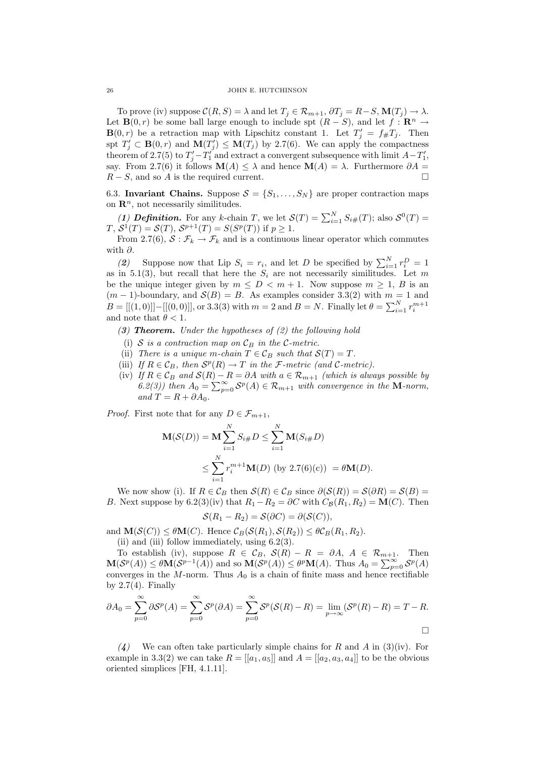To prove (iv) suppose $\mathcal{C}(R,S) = \lambda$ and let $T_j \in \mathcal{R}_{m+1}$, $\partial T_j = R - S$, $\mathbf{M}(T_j) \to \lambda$. Let $\mathbf{B}(0,r)$ be some ball large enough to include spt $(R-S)$, and let $f : \mathbf{R}^n \to \mathbf{B}(0,r)$ be a retraction map with Lipschitz constant 1. Let $T'_j = f_\# T_j$. Then spt $T'_j \subset \mathbf{B}(0,r)$ and $\mathbf{M}(T'_j) \le \mathbf{M}(T_j)$ by 2.7(6). We can apply the compactness theorem of 2.7(5) to $T'_j - T'_1$ and extract a convergent subsequence with limit $A - T'_1$, say. From 2.7(6) it follows $\mathbf{M}(A) \le \lambda$ and hence $\mathbf{M}(A) = \lambda$. Furthermore $\partial A = R - S$, and so $A$ is the required current. $\square$

6.3. **Invariant Chains.** Suppose $\mathcal{S} = \{S_1, \ldots, S_N\}$ are proper contraction maps on $\mathbf{R}^n$, not necessarily similitudes.

***(1) Definition.*** For any $k$-chain $T$, we let $\mathcal{S}(T) = \sum_{i=1}^N S_{i\#}(T)$; also $\mathcal{S}^0(T) = T$, $\mathcal{S}^1(T) = \mathcal{S}(T)$, $\mathcal{S}^{p+1}(T) = S(S^p(T))$ if $p \ge 1$.

From 2.7(6), $\mathcal{S} : \mathcal{F}_k \to \mathcal{F}_k$ and is a continuous linear operator which commutes with $\partial$.

*(2)* Suppose now that Lip $S_i = r_i$, and let $D$ be specified by $\sum_{i=1}^N r_i^D = 1$ as in 5.1(3), but recall that here the $S_i$ are not necessarily similitudes. Let $m$ be the unique integer given by $m \le D < m+1$. Now suppose $m \ge 1$, $B$ is an $(m-1)$-boundary, and $\mathcal{S}(B) = B$. As examples consider 3.3(2) with $m = 1$ and $B = [[(1,0)]] - [[(0,0)]]$, or 3.3(3) with $m = 2$ and $B = N$. Finally let $\theta = \sum_{i=1}^N r_i^{m+1}$ and note that $\theta < 1$.

***(3) Theorem.*** *Under the hypotheses of (2) the following hold*

- (i) *$\mathcal{S}$ is a contraction map on $\mathcal{C}_B$ in the $\mathcal{C}$-metric.*
- (ii) *There is a unique $m$-chain $T \in \mathcal{C}_B$ such that $\mathcal{S}(T) = T$.*
- (iii) *If $R \in \mathcal{C}_B$, then $\mathcal{S}^p(R) \to T$ in the $\mathcal{F}$-metric (and $\mathcal{C}$-metric).*
- (iv) *If $R \in \mathcal{C}_B$ and $\mathcal{S}(R) - R = \partial A$ with $a \in \mathcal{R}_{m+1}$ (which is always possible by 6.2(3)) then $A_0 = \sum_{p=0}^\infty \mathcal{S}^p(A) \in \mathcal{R}_{m+1}$ with convergence in the $\mathbf{M}$-norm, and $T = R + \partial A_0$.*

*Proof.* First note that for any $D \in \mathcal{F}_{m+1}$,

$$\mathbf{M}(\mathcal{S}(D)) = \mathbf{M} \sum_{i=1}^N S_{i\#} D \le \sum_{i=1}^N \mathbf{M}(S_{i\#} D)$$
$$\le \sum_{i=1}^N r_i^{m+1} \mathbf{M}(D) \text{ (by 2.7(6)(c)) } = \theta \mathbf{M}(D).$$

We now show (i). If $R \in \mathcal{C}_B$ then $\mathcal{S}(R) \in \mathcal{C}_B$ since $\partial(\mathcal{S}(R)) = \mathcal{S}(\partial R) = \mathcal{S}(B) = B$. Next suppose by 6.2(3)(iv) that $R_1 - R_2 = \partial C$ with $C_{\mathcal{B}}(R_1, R_2) = \mathbf{M}(C)$. Then

$$\mathcal{S}(R_1 - R_2) = \mathcal{S}(\partial C) = \partial(\mathcal{S}(C)),$$

and $\mathbf{M}(\mathcal{S}(C)) \le \theta \mathbf{M}(C)$. Hence $\mathcal{C}_B(\mathcal{S}(R_1), \mathcal{S}(R_2)) \le \theta \mathcal{C}_B(R_1, R_2)$.

(ii) and (iii) follow immediately, using 6.2(3).

To establish (iv), suppose $R \in \mathcal{C}_B$, $\mathcal{S}(R) - R = \partial A$, $A \in \mathcal{R}_{m+1}$. Then $\mathbf{M}(\mathcal{S}^p(A)) \le \theta \mathbf{M}(\mathcal{S}^{p-1}(A))$ and so $\mathbf{M}(\mathcal{S}^p(A)) \le \theta^p \mathbf{M}(A)$. Thus $A_0 = \sum_{p=0}^\infty \mathcal{S}^p(A)$ converges in the $M$-norm. Thus $A_0$ is a chain of finite mass and hence rectifiable by 2.7(4). Finally

$$\partial A_0 = \sum_{p=0}^\infty \partial \mathcal{S}^p(A) = \sum_{p=0}^\infty \mathcal{S}^p(\partial A) = \sum_{p=0}^\infty \mathcal{S}^p(\mathcal{S}(R) - R) = \lim_{p \to \infty} (\mathcal{S}^p(R) - R) = T - R.$$

$\square$

*(4)* We can often take particularly simple chains for $R$ and $A$ in (3)(iv). For example in 3.3(2) we can take $R = [[a_1, a_5]]$ and $A = [[a_2, a_3, a_4]]$ to be the obvious oriented simplices [FH, 4.1.11].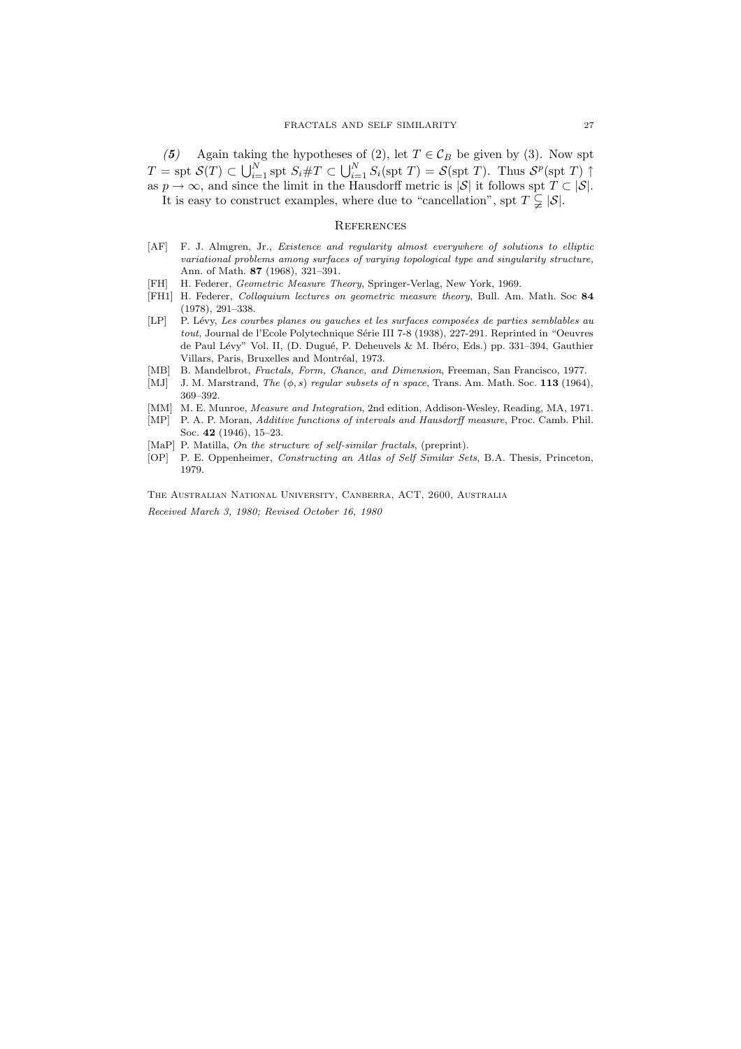*(5)* Again taking the hypotheses of (2), let $T \in \mathcal{C}_B$ be given by (3). Now spt $T = \text{spt } \mathcal{S}(T) \subset \bigcup_{i=1}^N \text{spt } S_i \# T \subset \bigcup_{i=1}^N S_i(\text{spt } T) = \mathcal{S}(\text{spt } T)$. Thus $\mathcal{S}^p(\text{spt } T) \uparrow$ as $p \to \infty$, and since the limit in the Hausdorff metric is $|\mathcal{S}|$ it follows spt $T \subset |\mathcal{S}|$.

It is easy to construct examples, where due to "cancellation", spt $T \subsetneqq |\mathcal{S}|$.

## References

- [AF] F. J. Almgren, Jr., *Existence and regularity almost everywhere of solutions to elliptic variational problems among surfaces of varying topological type and singularity structure,* Ann. of Math. **87** (1968), 321–391.
- [FH] H. Federer, *Geometric Measure Theory*, Springer-Verlag, New York, 1969.
- [FH1] H. Federer, *Colloquium lectures on geometric measure theory*, Bull. Am. Math. Soc **84** (1978), 291–338.
- [LP] P. Lévy, *Les courbes planes ou gauches et les surfaces composées de parties semblables au tout*, Journal de l'Ecole Polytechnique Série III 7-8 (1938), 227-291. Reprinted in "Oeuvres de Paul Lévy" Vol. II, (D. Dugué, P. Deheuvels & M. Ibéro, Eds.) pp. 331–394, Gauthier Villars, Paris, Bruxelles and Montréal, 1973.
- [MB] B. Mandelbrot, *Fractals, Form, Chance, and Dimension*, Freeman, San Francisco, 1977.
- [MJ] J. M. Marstrand, *The $(\phi, s)$ regular subsets of n space*, Trans. Am. Math. Soc. **113** (1964), 369–392.
- [MM] M. E. Munroe, *Measure and Integration*, 2nd edition, Addison-Wesley, Reading, MA, 1971.
- [MP] P. A. P. Moran, *Additive functions of intervals and Hausdorff measure*, Proc. Camb. Phil. Soc. **42** (1946), 15–23.
- [MaP] P. Matilla, *On the structure of self-similar fractals*, (preprint).
- [OP] P. E. Oppenheimer, *Constructing an Atlas of Self Similar Sets*, B.A. Thesis, Princeton, 1979.

The Australian National University, Canberra, ACT, 2600, Australia

*Received March 3, 1980; Revised October 16, 1980*